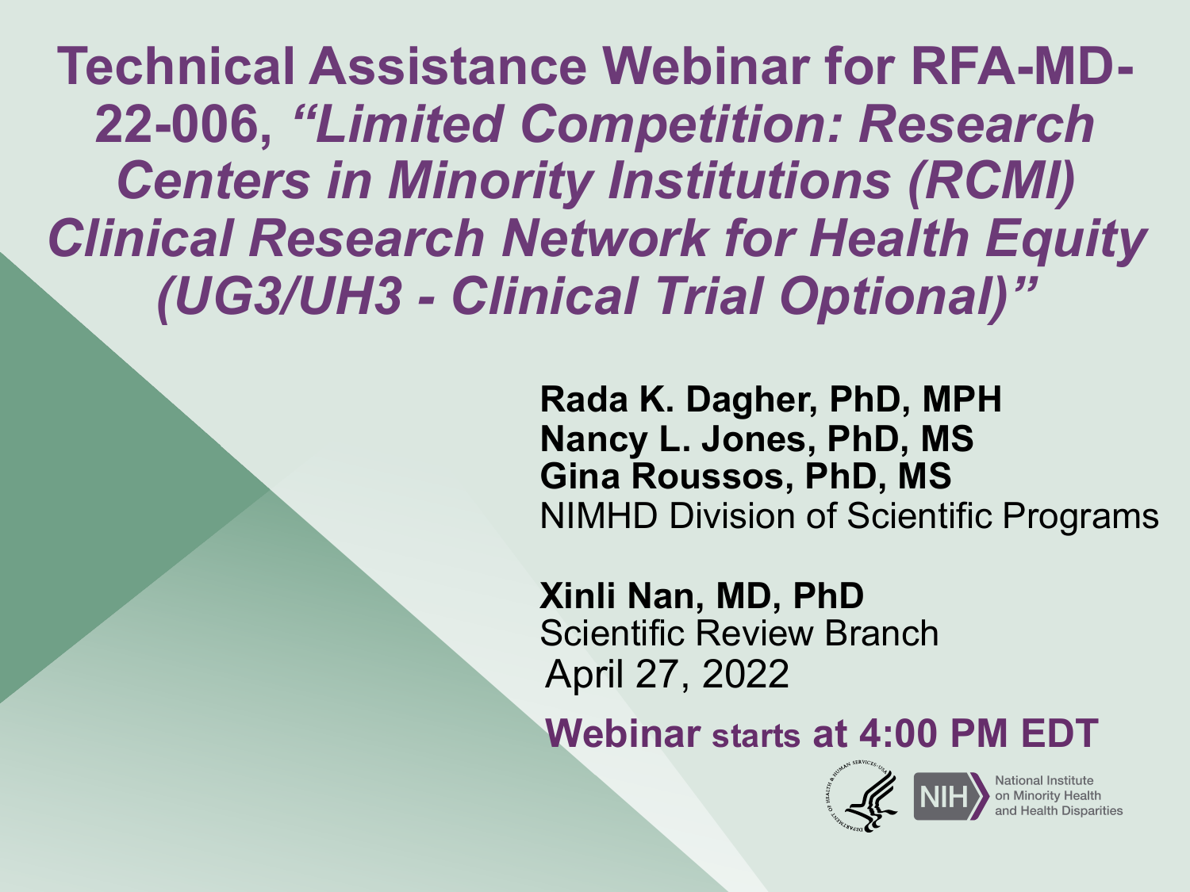# Technical Assistance Webinar for RFA-MD-22-006, *"Limited Competition: Research Centers in Minority Institutions (RCMI) Clinical Research Network for Health Equity (UG3/UH3 - Clinical Trial Optional)"*

**Rada K. Dagher, PhD, MPH**
**Nancy L. Jones, PhD, MS**
**Gina Roussos, PhD, MS**
NIMHD Division of Scientific Programs

**Xinli Nan, MD, PhD**
Scientific Review Branch
April 27, 2022

**Webinar starts at 4:00 PM EDT**

National Institute on Minority Health and Health Disparities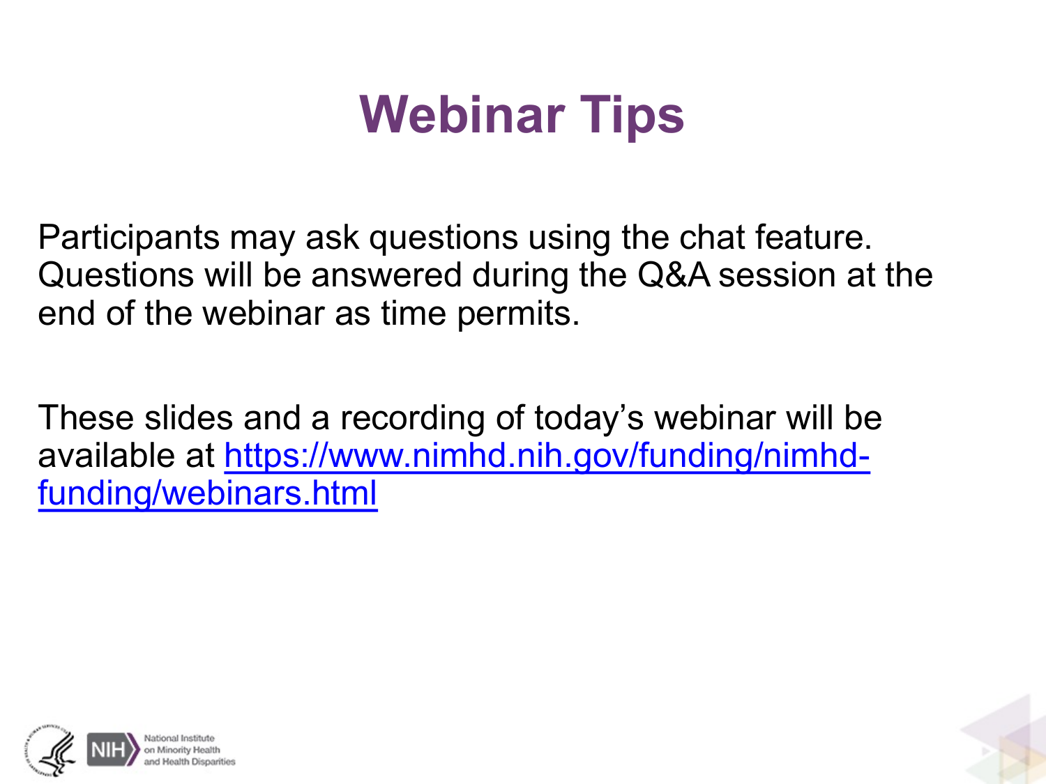# Webinar Tips

Participants may ask questions using the chat feature. Questions will be answered during the Q&A session at the end of the webinar as time permits.

These slides and a recording of today's webinar will be available at https://www.nimhd.nih.gov/funding/nimhd-funding/webinars.html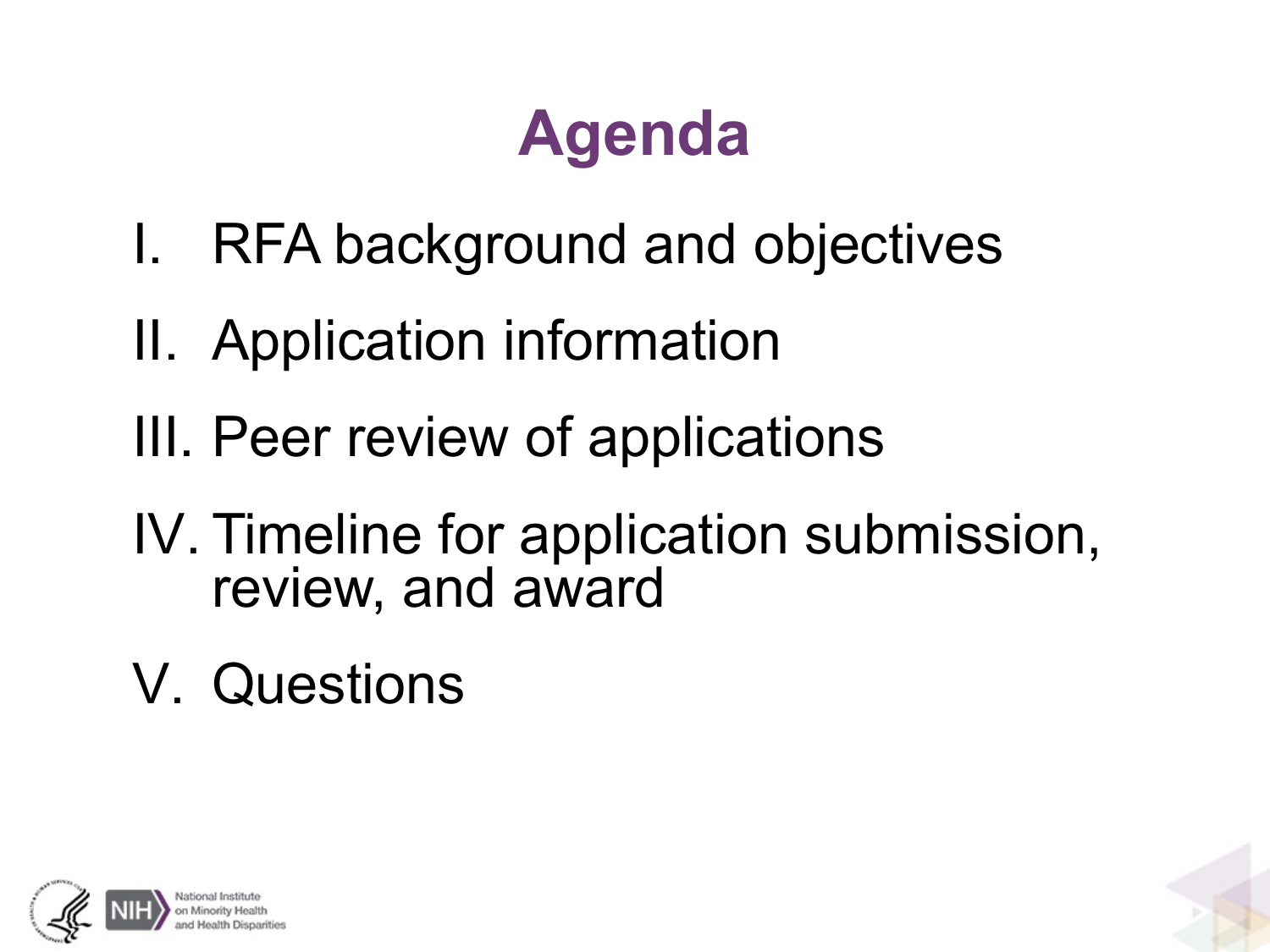# Agenda

I. RFA background and objectives

II. Application information

III. Peer review of applications

IV. Timeline for application submission, review, and award

V. Questions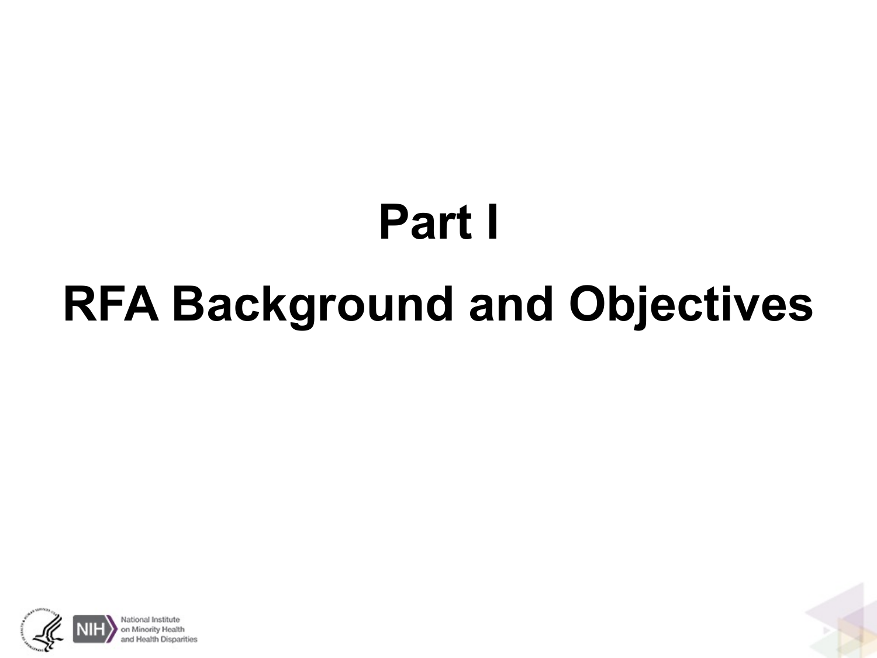# Part I

# RFA Background and Objectives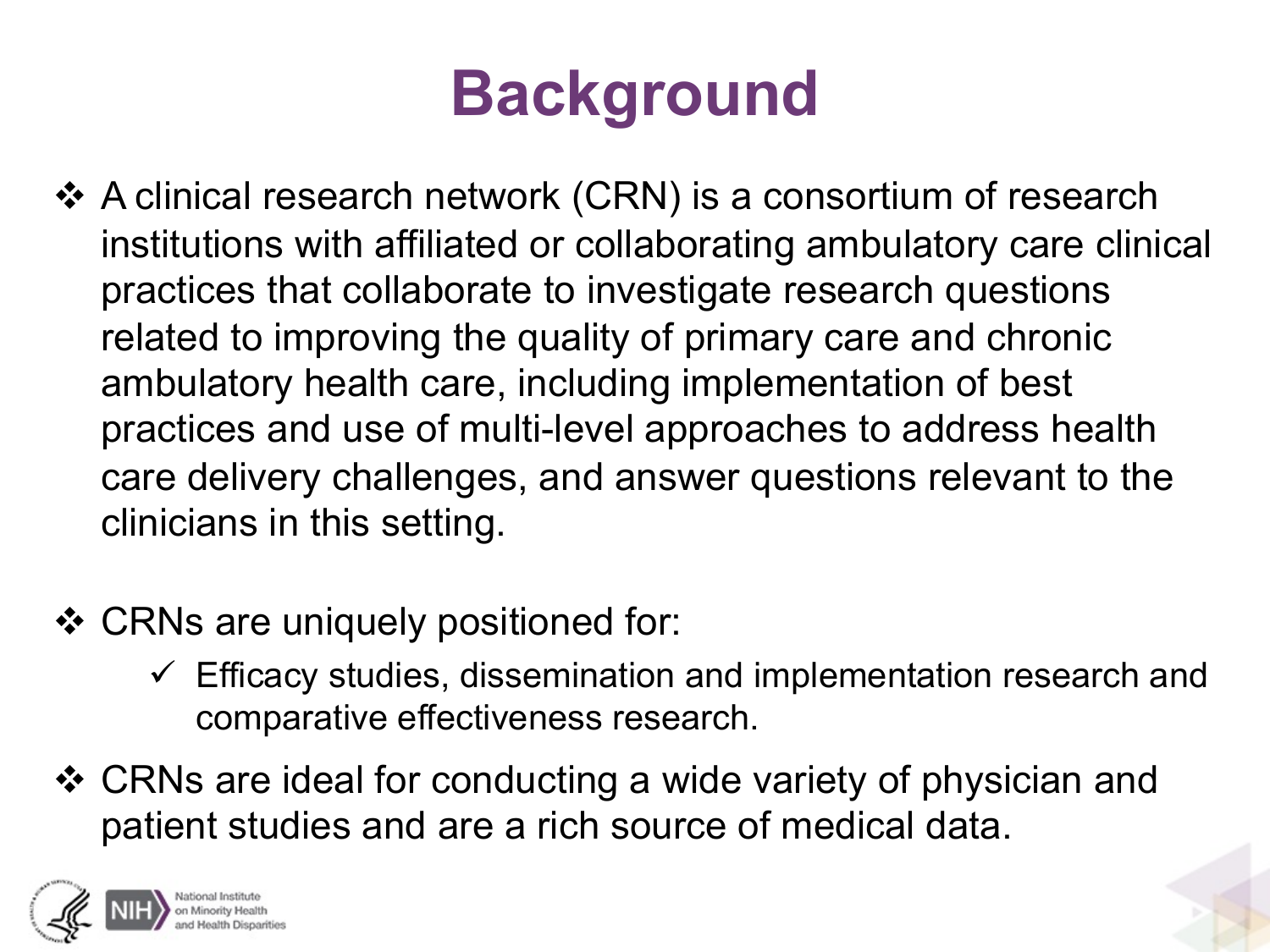# Background

- A clinical research network (CRN) is a consortium of research institutions with affiliated or collaborating ambulatory care clinical practices that collaborate to investigate research questions related to improving the quality of primary care and chronic ambulatory health care, including implementation of best practices and use of multi-level approaches to address health care delivery challenges, and answer questions relevant to the clinicians in this setting.

- CRNs are uniquely positioned for:
  - ✓ Efficacy studies, dissemination and implementation research and comparative effectiveness research.

- CRNs are ideal for conducting a wide variety of physician and patient studies and are a rich source of medical data.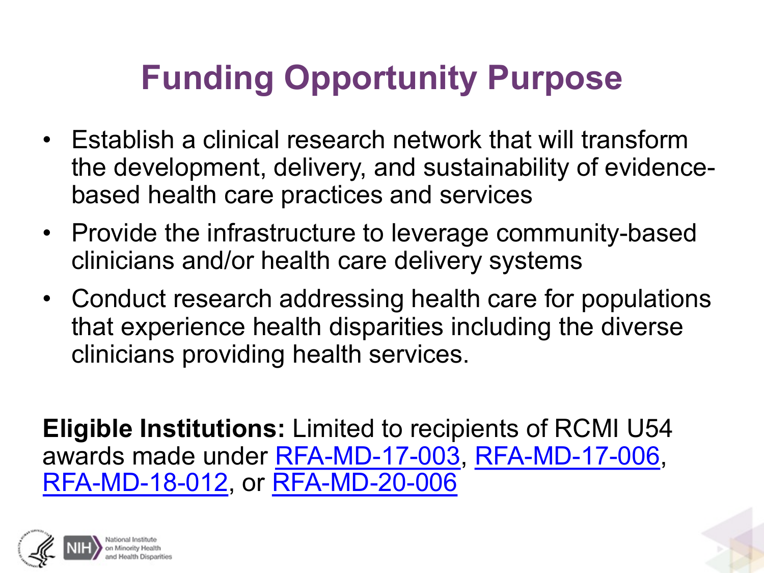# Funding Opportunity Purpose

- Establish a clinical research network that will transform the development, delivery, and sustainability of evidence-based health care practices and services
- Provide the infrastructure to leverage community-based clinicians and/or health care delivery systems
- Conduct research addressing health care for populations that experience health disparities including the diverse clinicians providing health services.

**Eligible Institutions:** Limited to recipients of RCMI U54 awards made under RFA-MD-17-003, RFA-MD-17-006, RFA-MD-18-012, or RFA-MD-20-006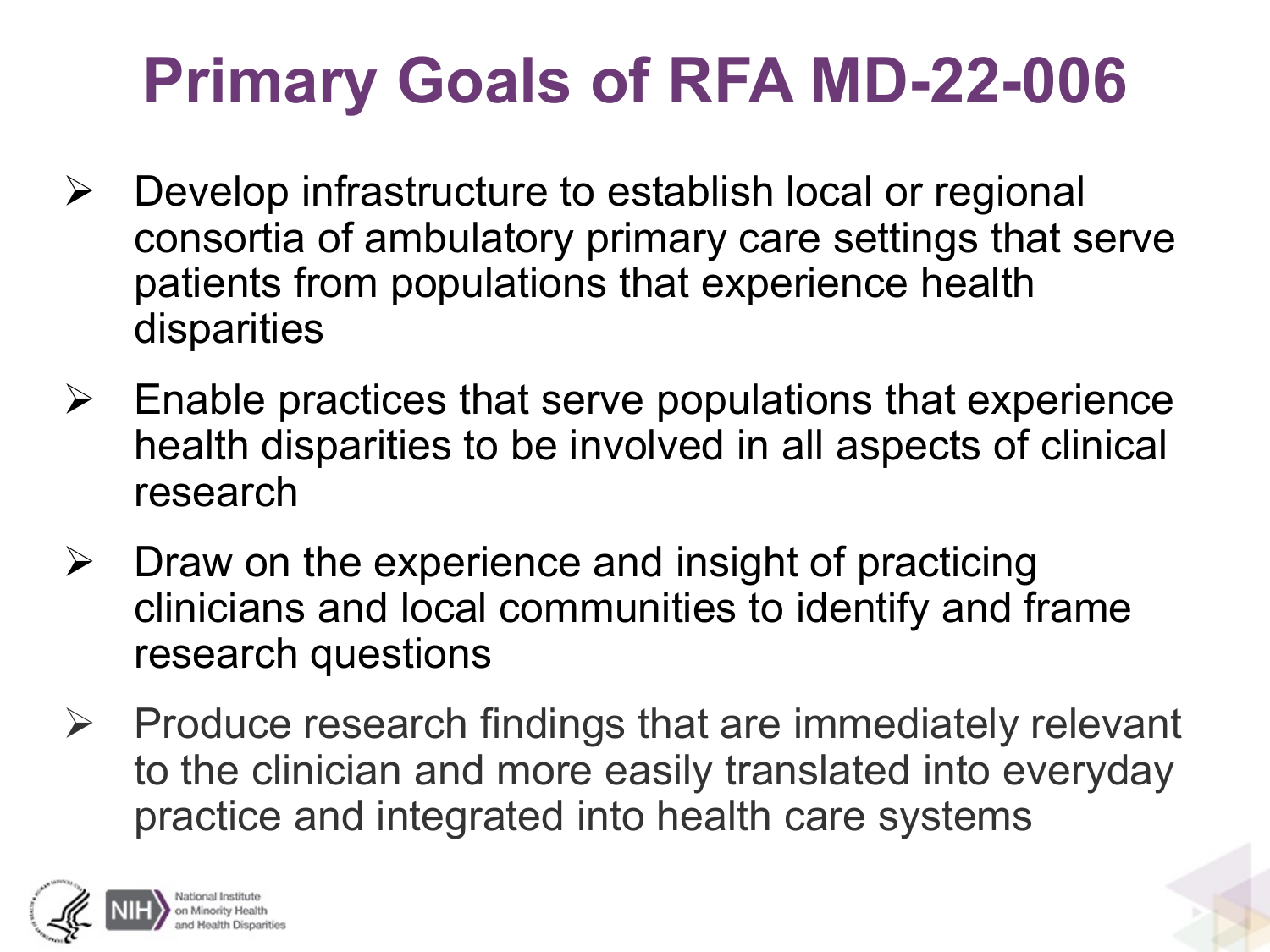# Primary Goals of RFA MD-22-006

- Develop infrastructure to establish local or regional consortia of ambulatory primary care settings that serve patients from populations that experience health disparities
- Enable practices that serve populations that experience health disparities to be involved in all aspects of clinical research
- Draw on the experience and insight of practicing clinicians and local communities to identify and frame research questions
- Produce research findings that are immediately relevant to the clinician and more easily translated into everyday practice and integrated into health care systems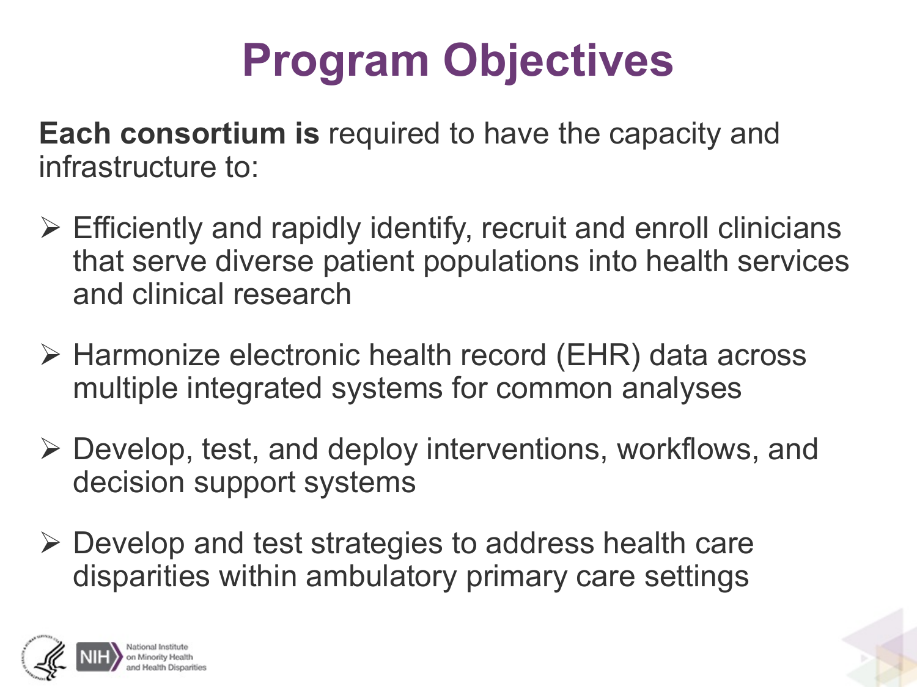# Program Objectives

**Each consortium is** required to have the capacity and infrastructure to:

- Efficiently and rapidly identify, recruit and enroll clinicians that serve diverse patient populations into health services and clinical research
- Harmonize electronic health record (EHR) data across multiple integrated systems for common analyses
- Develop, test, and deploy interventions, workflows, and decision support systems
- Develop and test strategies to address health care disparities within ambulatory primary care settings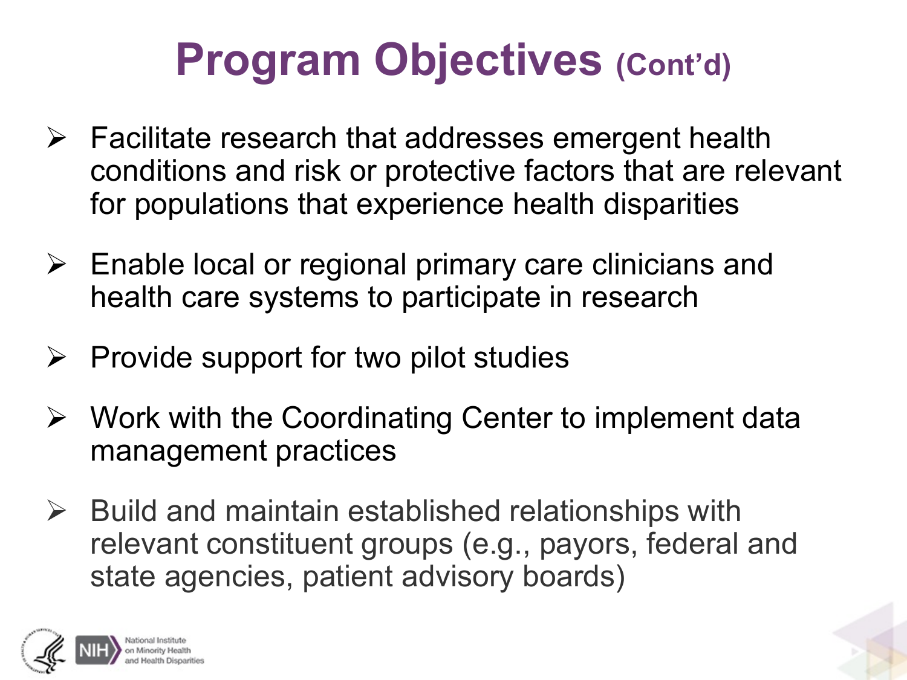# Program Objectives (Cont'd)

- Facilitate research that addresses emergent health conditions and risk or protective factors that are relevant for populations that experience health disparities
- Enable local or regional primary care clinicians and health care systems to participate in research
- Provide support for two pilot studies
- Work with the Coordinating Center to implement data management practices
- Build and maintain established relationships with relevant constituent groups (e.g., payors, federal and state agencies, patient advisory boards)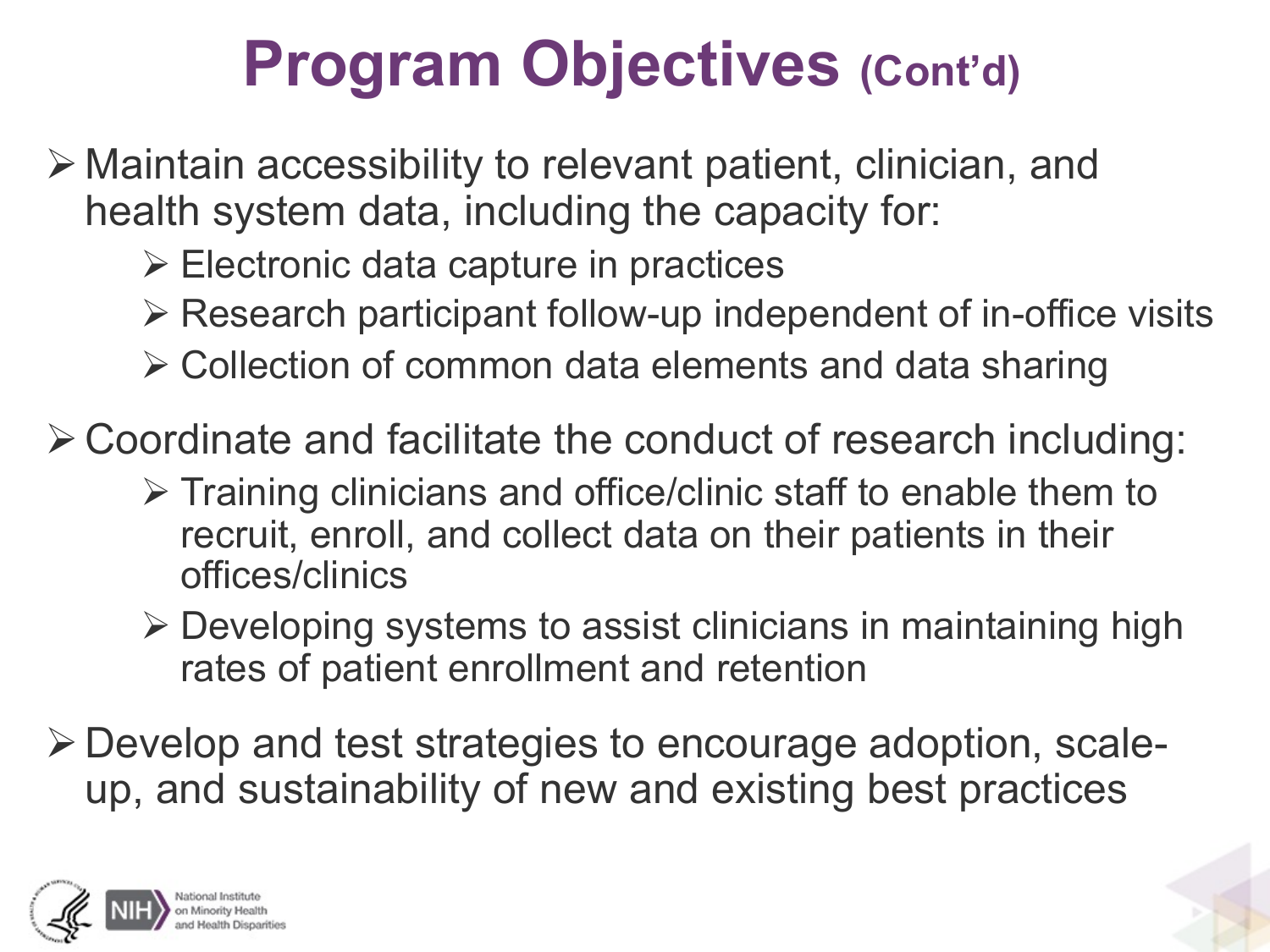# Program Objectives (Cont'd)

- Maintain accessibility to relevant patient, clinician, and health system data, including the capacity for:
  - Electronic data capture in practices
  - Research participant follow-up independent of in-office visits
  - Collection of common data elements and data sharing
- Coordinate and facilitate the conduct of research including:
  - Training clinicians and office/clinic staff to enable them to recruit, enroll, and collect data on their patients in their offices/clinics
  - Developing systems to assist clinicians in maintaining high rates of patient enrollment and retention
- Develop and test strategies to encourage adoption, scale-up, and sustainability of new and existing best practices

NIH National Institute on Minority Health and Health Disparities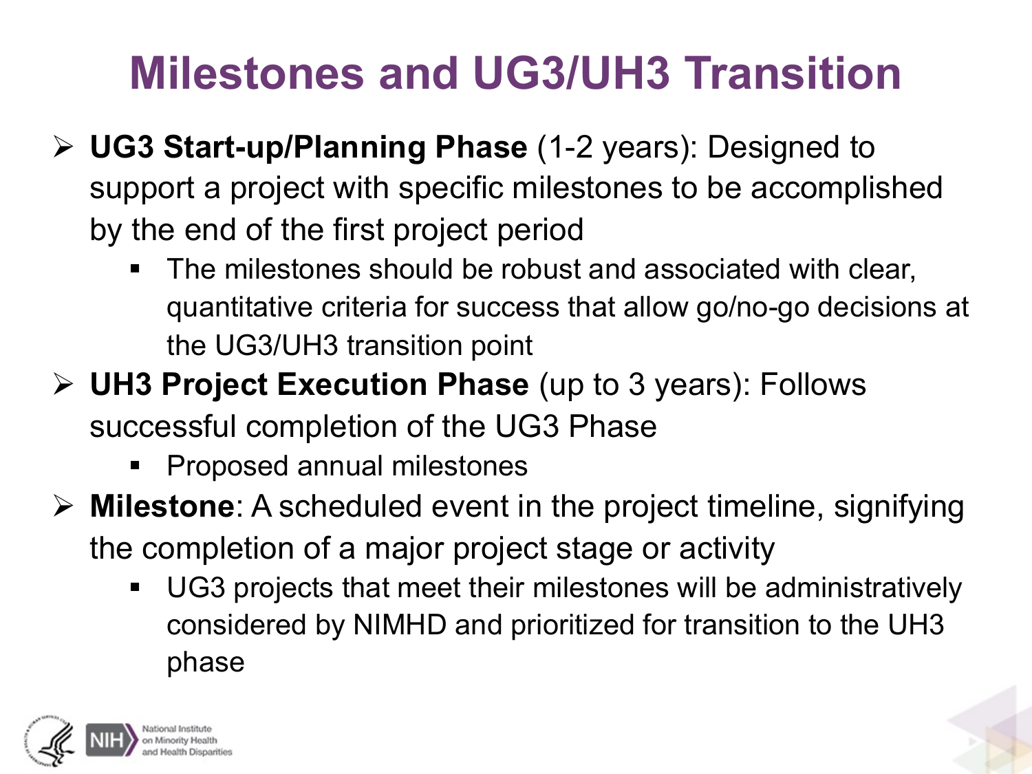# Milestones and UG3/UH3 Transition

- **UG3 Start-up/Planning Phase** (1-2 years): Designed to support a project with specific milestones to be accomplished by the end of the first project period
  - The milestones should be robust and associated with clear, quantitative criteria for success that allow go/no-go decisions at the UG3/UH3 transition point
- **UH3 Project Execution Phase** (up to 3 years): Follows successful completion of the UG3 Phase
  - Proposed annual milestones
- **Milestone**: A scheduled event in the project timeline, signifying the completion of a major project stage or activity
  - UG3 projects that meet their milestones will be administratively considered by NIMHD and prioritized for transition to the UH3 phase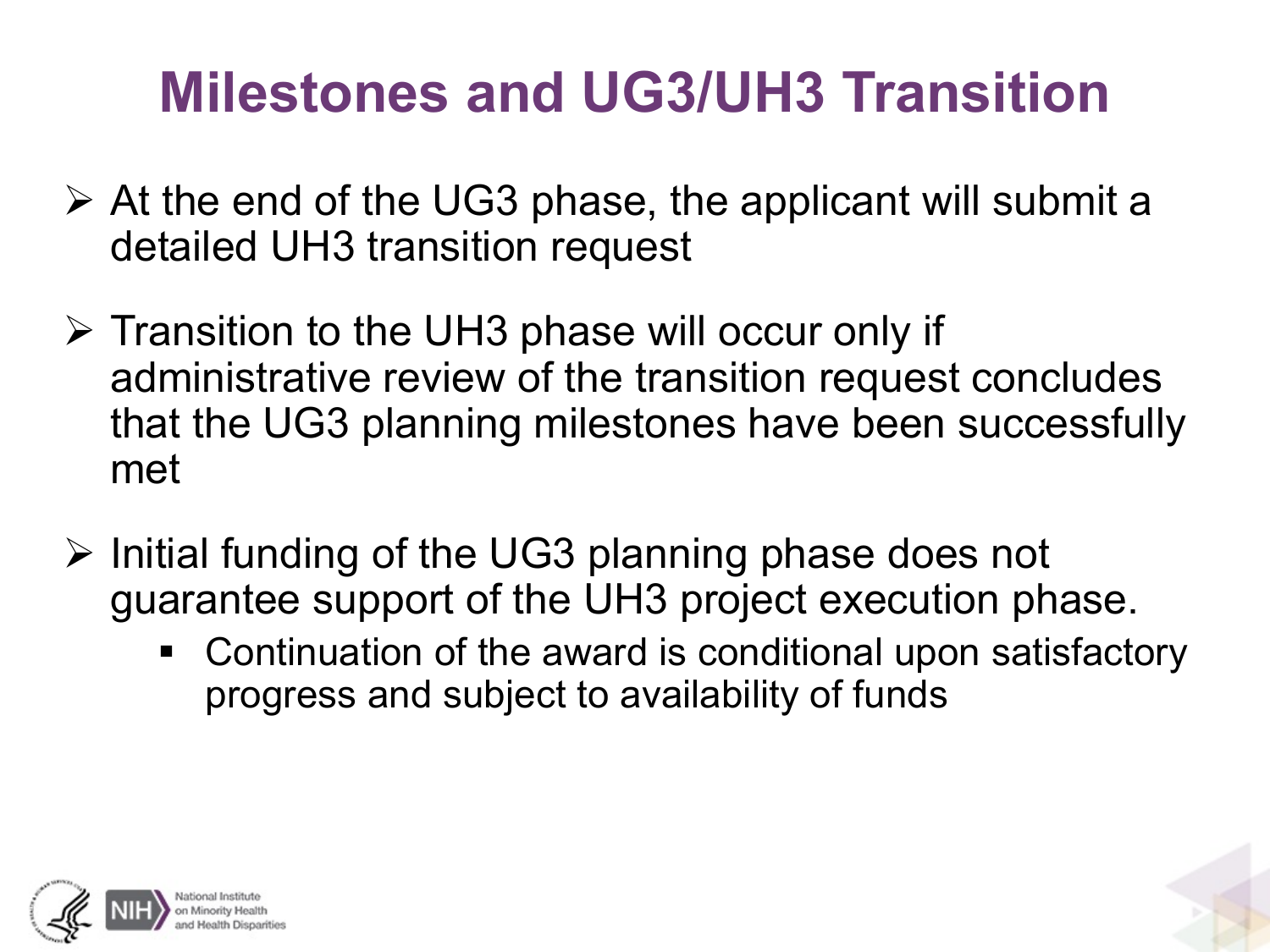# Milestones and UG3/UH3 Transition

- At the end of the UG3 phase, the applicant will submit a detailed UH3 transition request
- Transition to the UH3 phase will occur only if administrative review of the transition request concludes that the UG3 planning milestones have been successfully met
- Initial funding of the UG3 planning phase does not guarantee support of the UH3 project execution phase.
  - Continuation of the award is conditional upon satisfactory progress and subject to availability of funds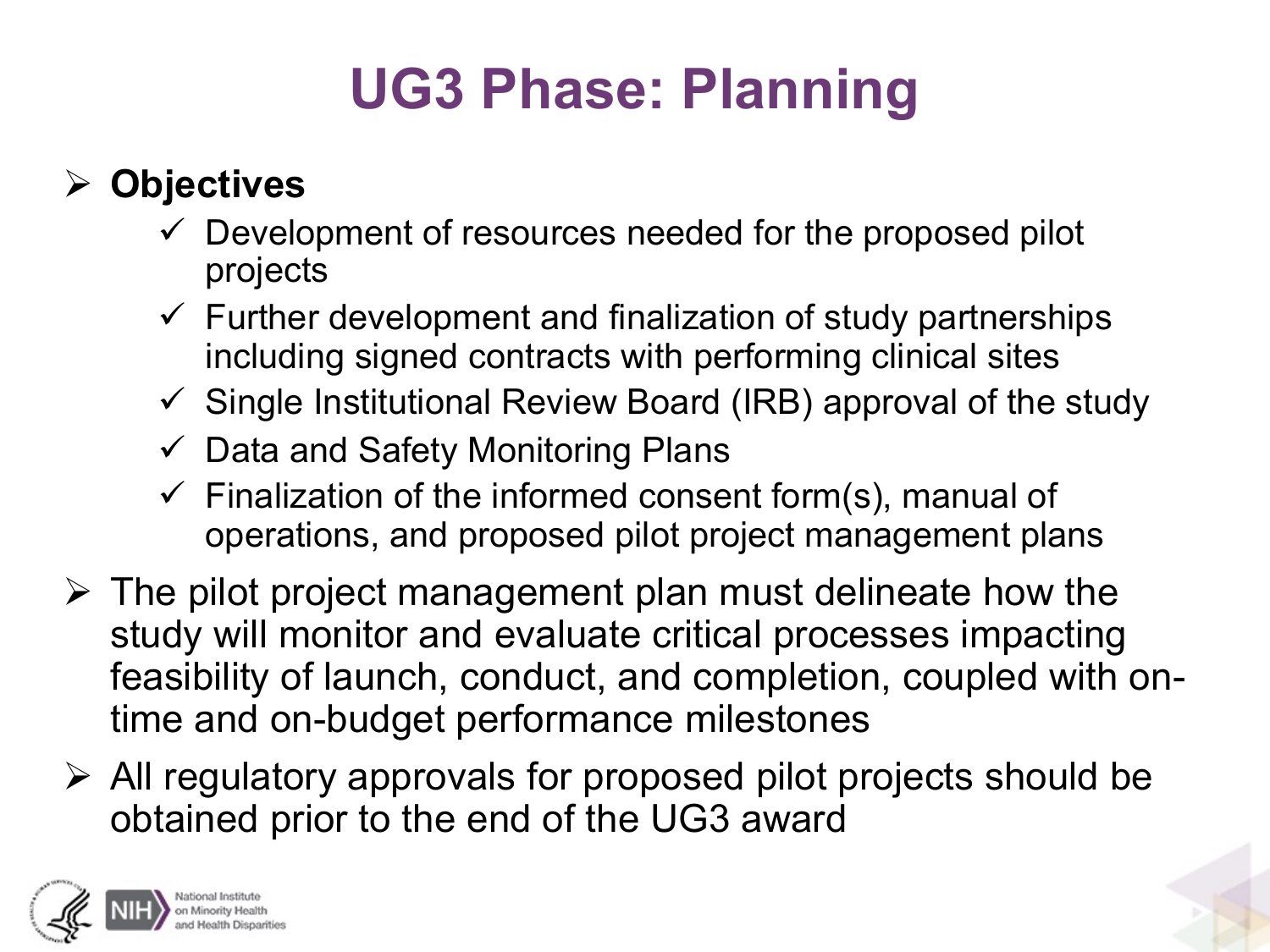# UG3 Phase: Planning

- **Objectives**
  - Development of resources needed for the proposed pilot projects
  - Further development and finalization of study partnerships including signed contracts with performing clinical sites
  - Single Institutional Review Board (IRB) approval of the study
  - Data and Safety Monitoring Plans
  - Finalization of the informed consent form(s), manual of operations, and proposed pilot project management plans
- The pilot project management plan must delineate how the study will monitor and evaluate critical processes impacting feasibility of launch, conduct, and completion, coupled with on-time and on-budget performance milestones
- All regulatory approvals for proposed pilot projects should be obtained prior to the end of the UG3 award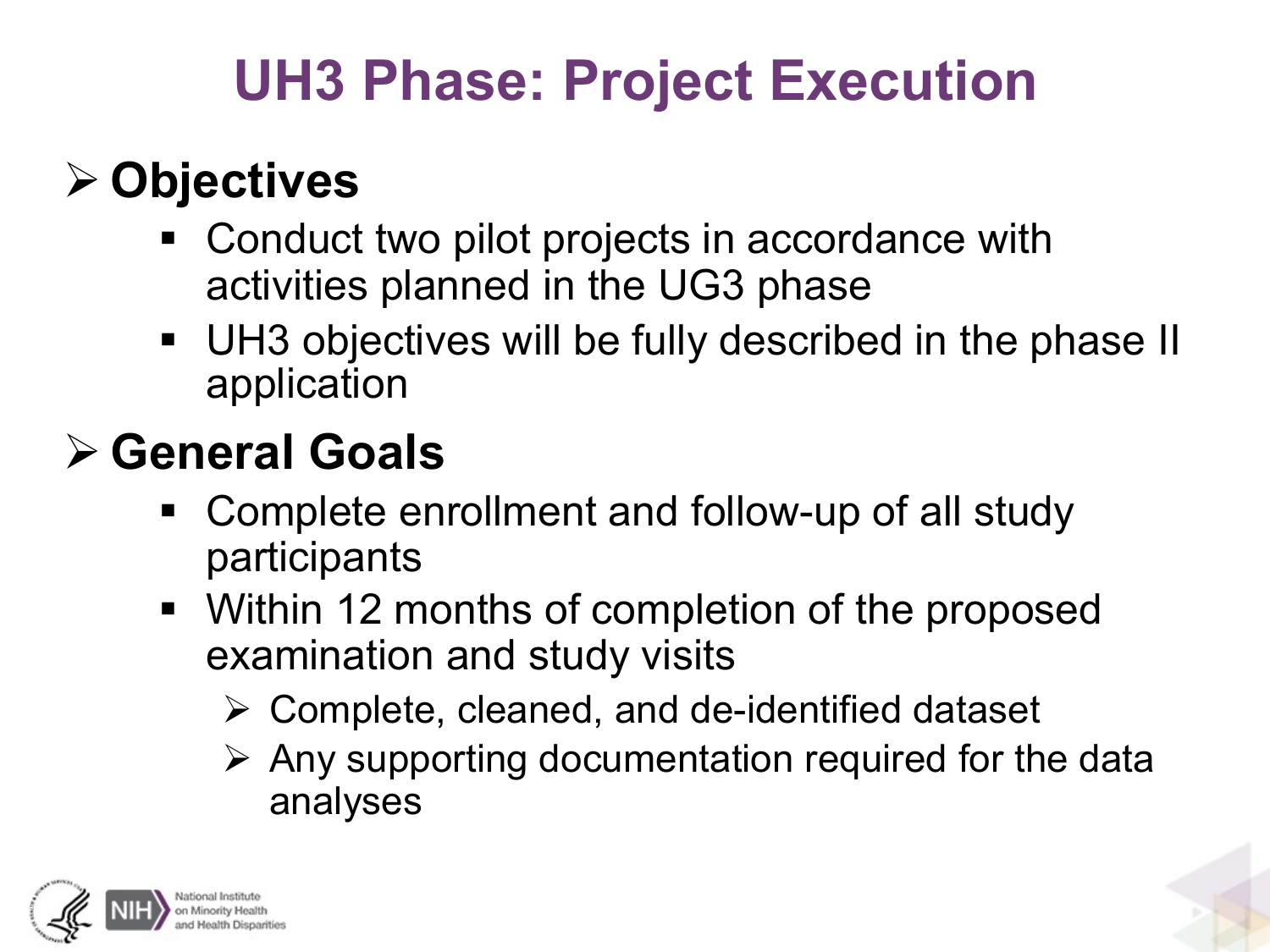# UH3 Phase: Project Execution

- **Objectives**
  - Conduct two pilot projects in accordance with activities planned in the UG3 phase
  - UH3 objectives will be fully described in the phase II application
- **General Goals**
  - Complete enrollment and follow-up of all study participants
  - Within 12 months of completion of the proposed examination and study visits
    - Complete, cleaned, and de-identified dataset
    - Any supporting documentation required for the data analyses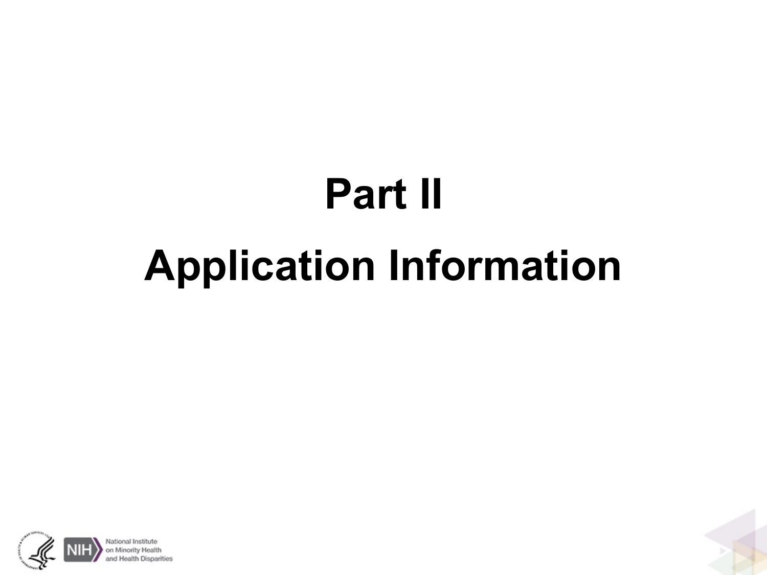# Part II

# Application Information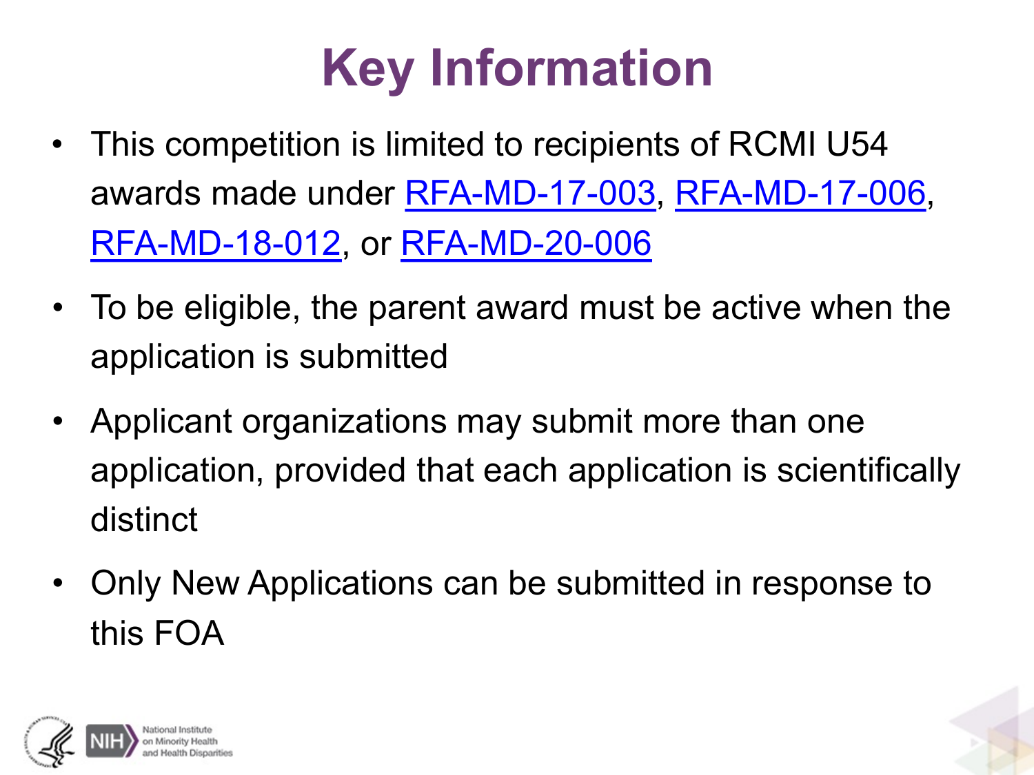# Key Information

- This competition is limited to recipients of RCMI U54 awards made under RFA-MD-17-003, RFA-MD-17-006, RFA-MD-18-012, or RFA-MD-20-006
- To be eligible, the parent award must be active when the application is submitted
- Applicant organizations may submit more than one application, provided that each application is scientifically distinct
- Only New Applications can be submitted in response to this FOA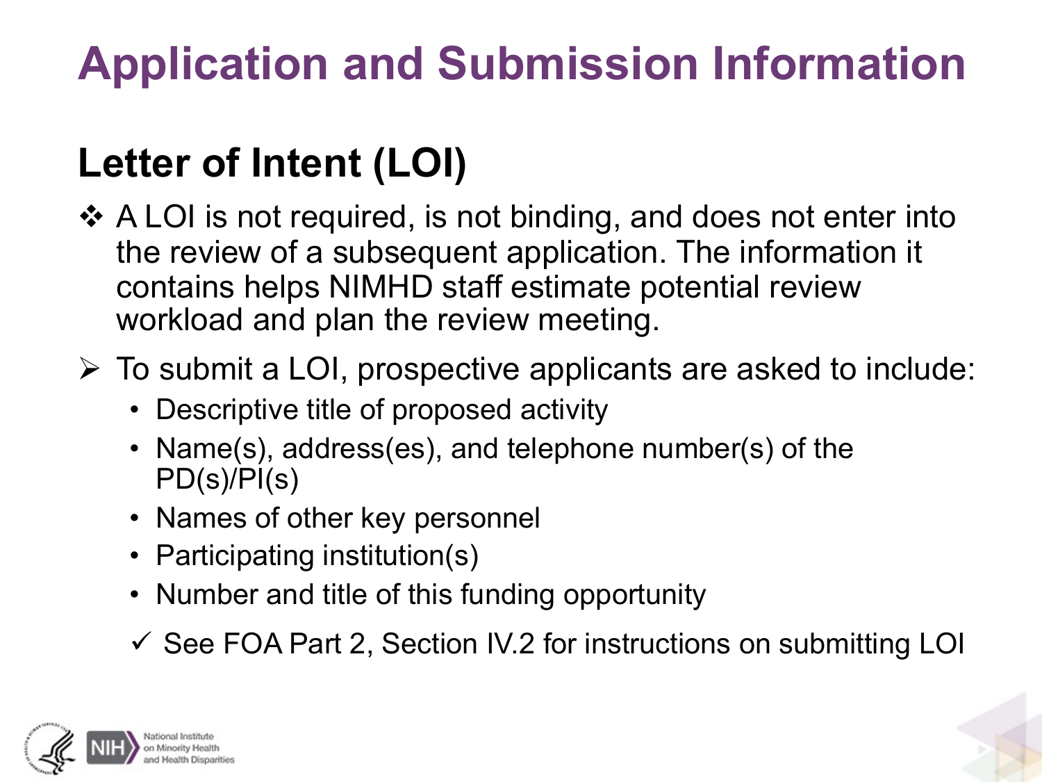# Application and Submission Information

## Letter of Intent (LOI)

- ❖ A LOI is not required, is not binding, and does not enter into the review of a subsequent application. The information it contains helps NIMHD staff estimate potential review workload and plan the review meeting.

- ➢ To submit a LOI, prospective applicants are asked to include:
  - Descriptive title of proposed activity
  - Name(s), address(es), and telephone number(s) of the PD(s)/PI(s)
  - Names of other key personnel
  - Participating institution(s)
  - Number and title of this funding opportunity

  ✓ See FOA Part 2, Section IV.2 for instructions on submitting LOI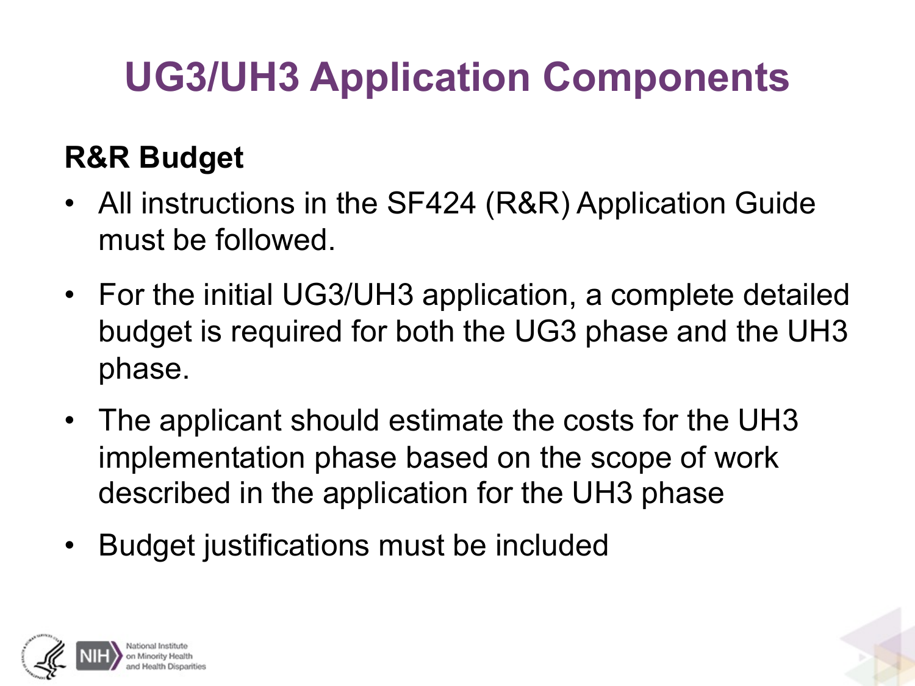# UG3/UH3 Application Components

**R&R Budget**

- All instructions in the SF424 (R&R) Application Guide must be followed.
- For the initial UG3/UH3 application, a complete detailed budget is required for both the UG3 phase and the UH3 phase.
- The applicant should estimate the costs for the UH3 implementation phase based on the scope of work described in the application for the UH3 phase
- Budget justifications must be included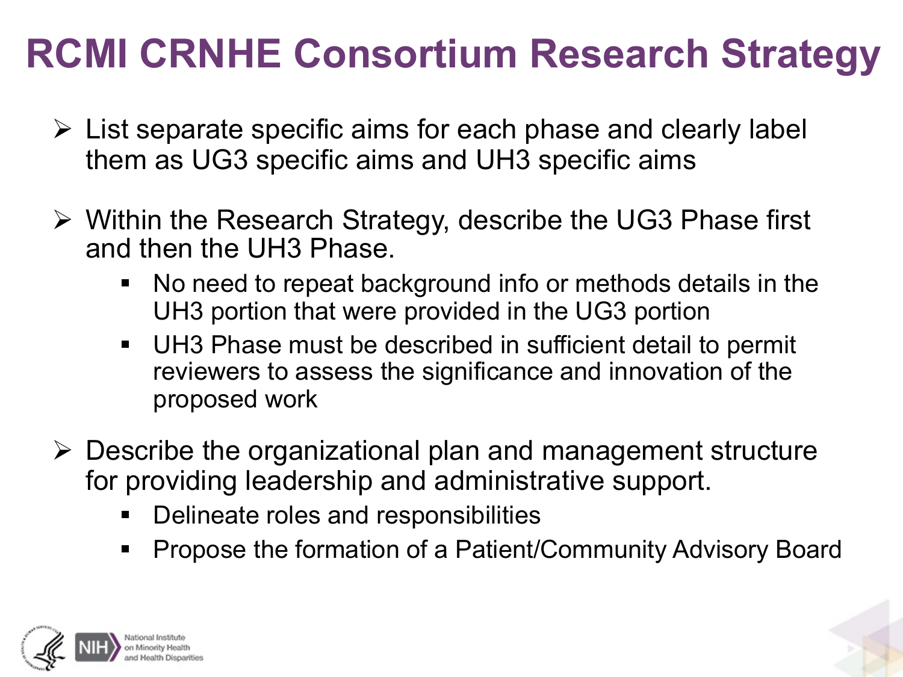# RCMI CRNHE Consortium Research Strategy

- List separate specific aims for each phase and clearly label them as UG3 specific aims and UH3 specific aims
- Within the Research Strategy, describe the UG3 Phase first and then the UH3 Phase.
  - No need to repeat background info or methods details in the UH3 portion that were provided in the UG3 portion
  - UH3 Phase must be described in sufficient detail to permit reviewers to assess the significance and innovation of the proposed work
- Describe the organizational plan and management structure for providing leadership and administrative support.
  - Delineate roles and responsibilities
  - Propose the formation of a Patient/Community Advisory Board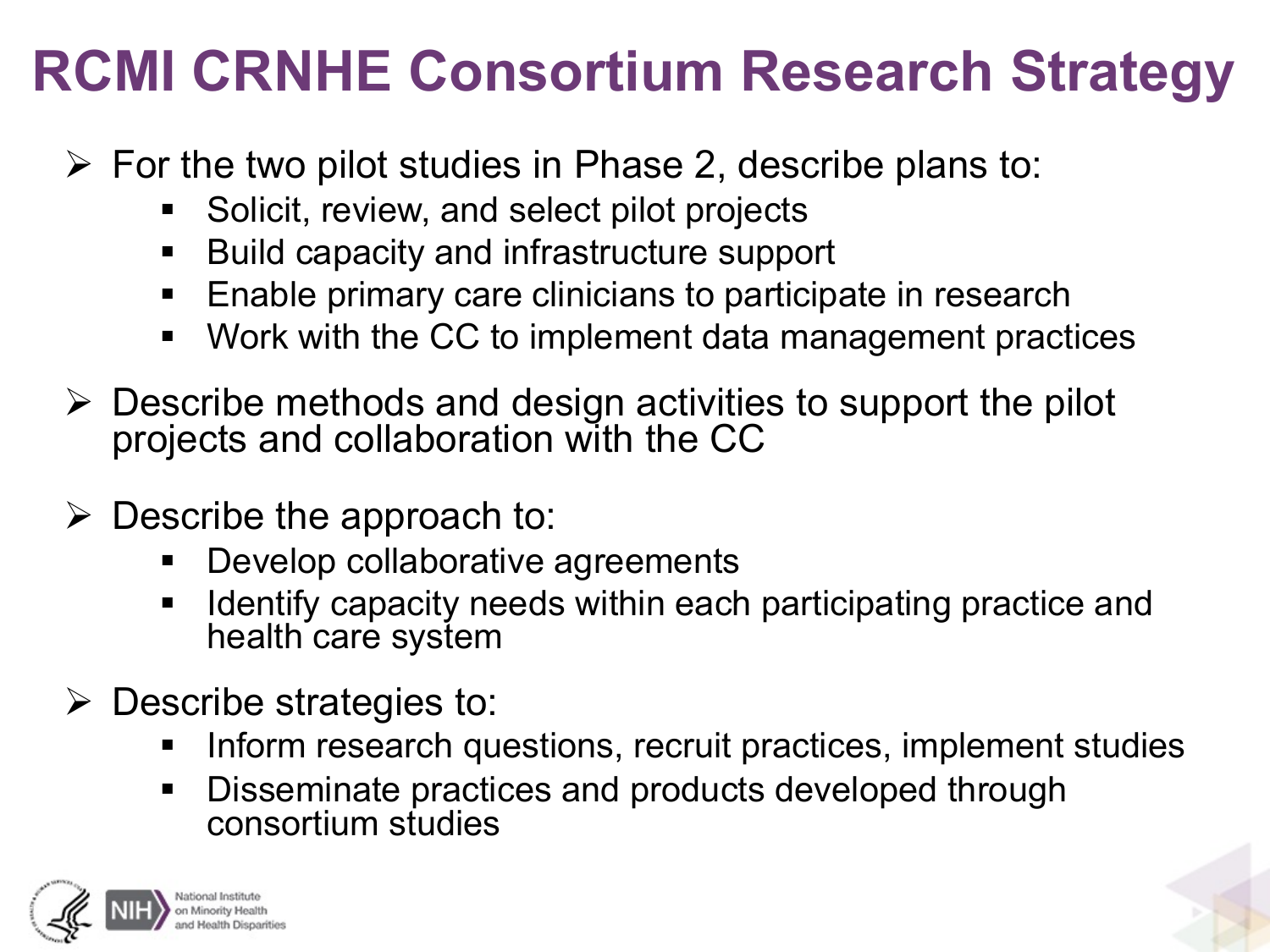# RCMI CRNHE Consortium Research Strategy

- For the two pilot studies in Phase 2, describe plans to:
  - Solicit, review, and select pilot projects
  - Build capacity and infrastructure support
  - Enable primary care clinicians to participate in research
  - Work with the CC to implement data management practices
- Describe methods and design activities to support the pilot projects and collaboration with the CC
- Describe the approach to:
  - Develop collaborative agreements
  - Identify capacity needs within each participating practice and health care system
- Describe strategies to:
  - Inform research questions, recruit practices, implement studies
  - Disseminate practices and products developed through consortium studies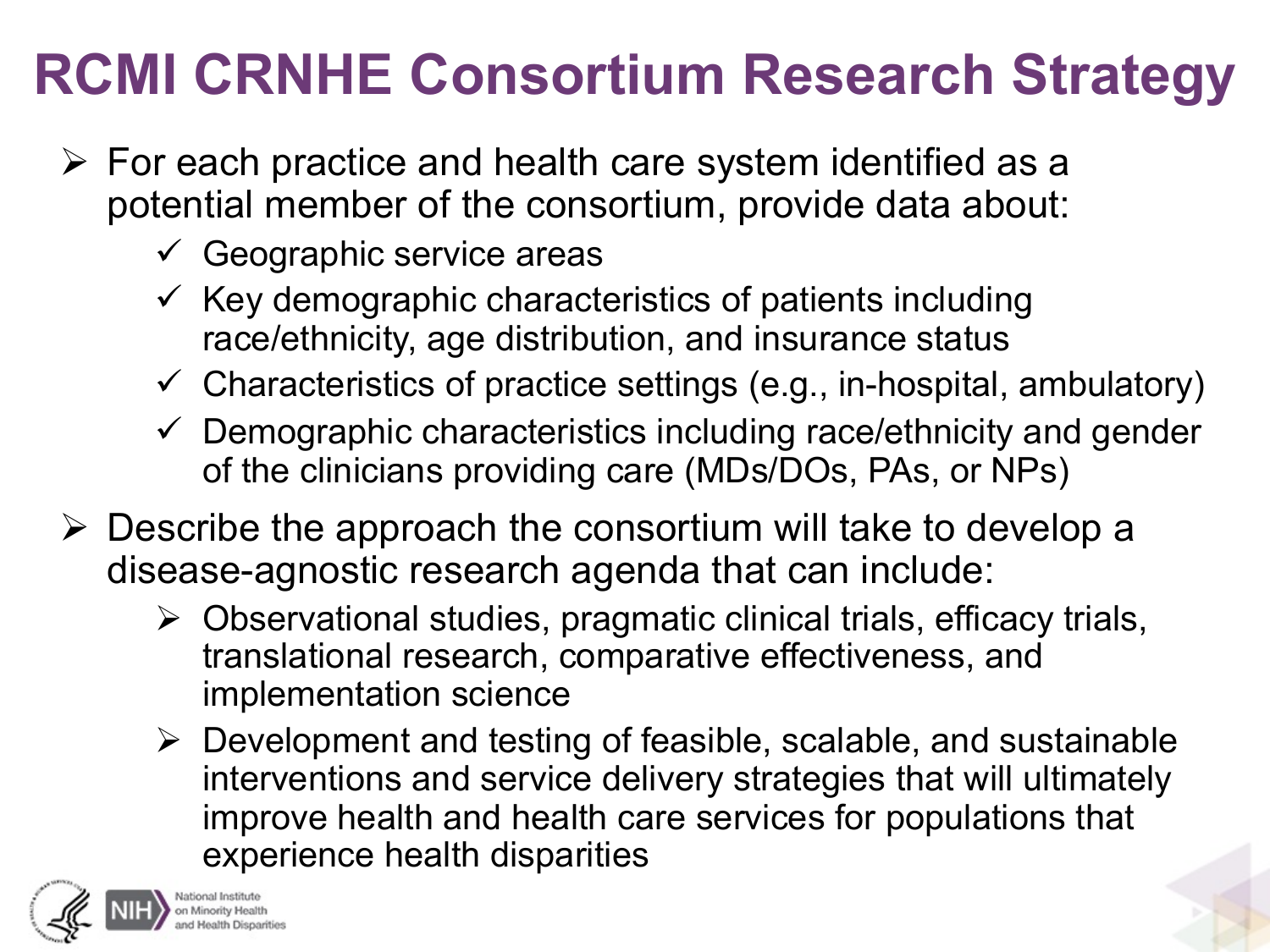# RCMI CRNHE Consortium Research Strategy

- For each practice and health care system identified as a potential member of the consortium, provide data about:
  - ✓ Geographic service areas
  - ✓ Key demographic characteristics of patients including race/ethnicity, age distribution, and insurance status
  - ✓ Characteristics of practice settings (e.g., in-hospital, ambulatory)
  - ✓ Demographic characteristics including race/ethnicity and gender of the clinicians providing care (MDs/DOs, PAs, or NPs)
- Describe the approach the consortium will take to develop a disease-agnostic research agenda that can include:
  - Observational studies, pragmatic clinical trials, efficacy trials, translational research, comparative effectiveness, and implementation science
  - Development and testing of feasible, scalable, and sustainable interventions and service delivery strategies that will ultimately improve health and health care services for populations that experience health disparities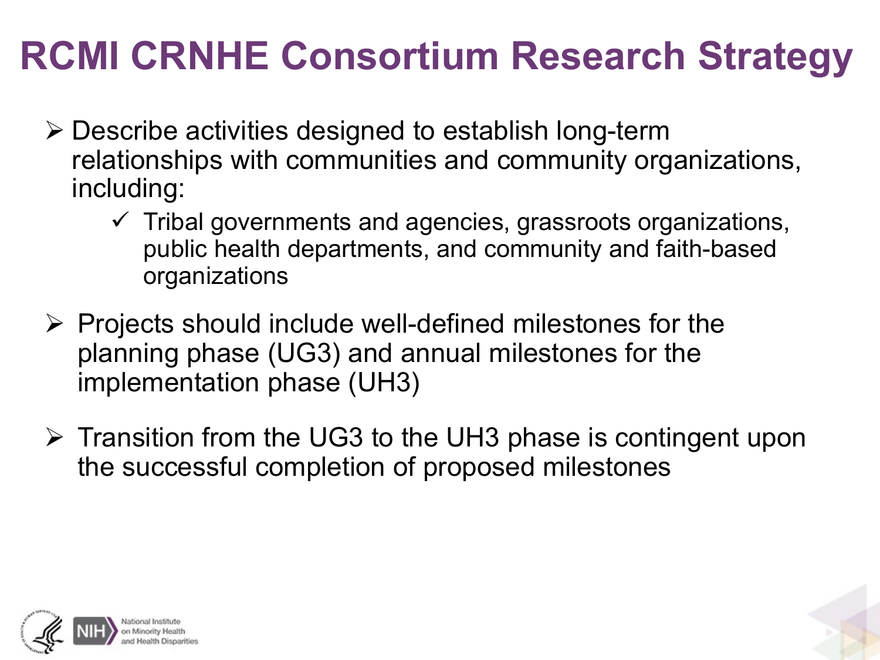# RCMI CRNHE Consortium Research Strategy

- Describe activities designed to establish long-term relationships with communities and community organizations, including:
  - Tribal governments and agencies, grassroots organizations, public health departments, and community and faith-based organizations
- Projects should include well-defined milestones for the planning phase (UG3) and annual milestones for the implementation phase (UH3)
- Transition from the UG3 to the UH3 phase is contingent upon the successful completion of proposed milestones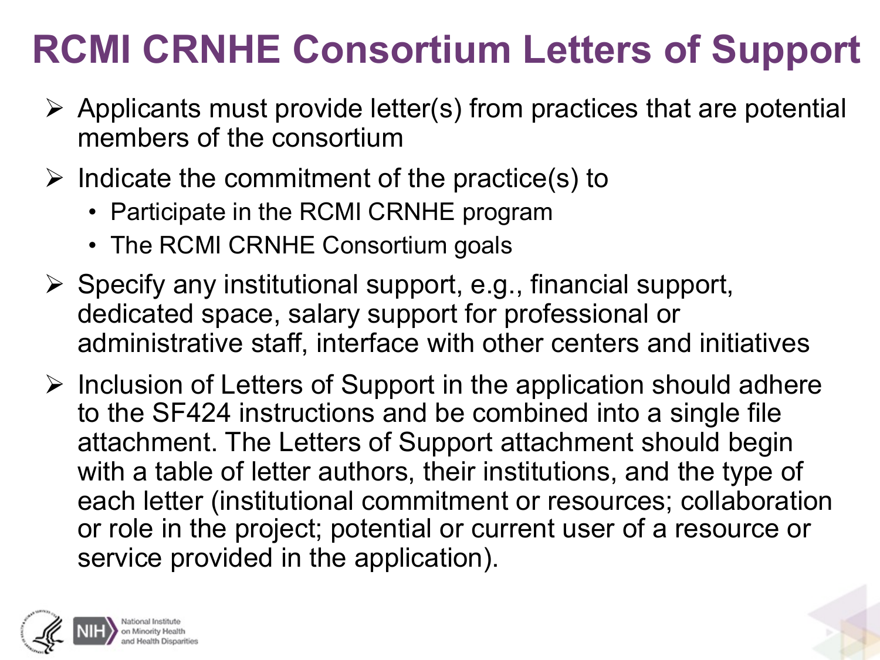# RCMI CRNHE Consortium Letters of Support

- Applicants must provide letter(s) from practices that are potential members of the consortium
- Indicate the commitment of the practice(s) to
  - Participate in the RCMI CRNHE program
  - The RCMI CRNHE Consortium goals
- Specify any institutional support, e.g., financial support, dedicated space, salary support for professional or administrative staff, interface with other centers and initiatives
- Inclusion of Letters of Support in the application should adhere to the SF424 instructions and be combined into a single file attachment. The Letters of Support attachment should begin with a table of letter authors, their institutions, and the type of each letter (institutional commitment or resources; collaboration or role in the project; potential or current user of a resource or service provided in the application).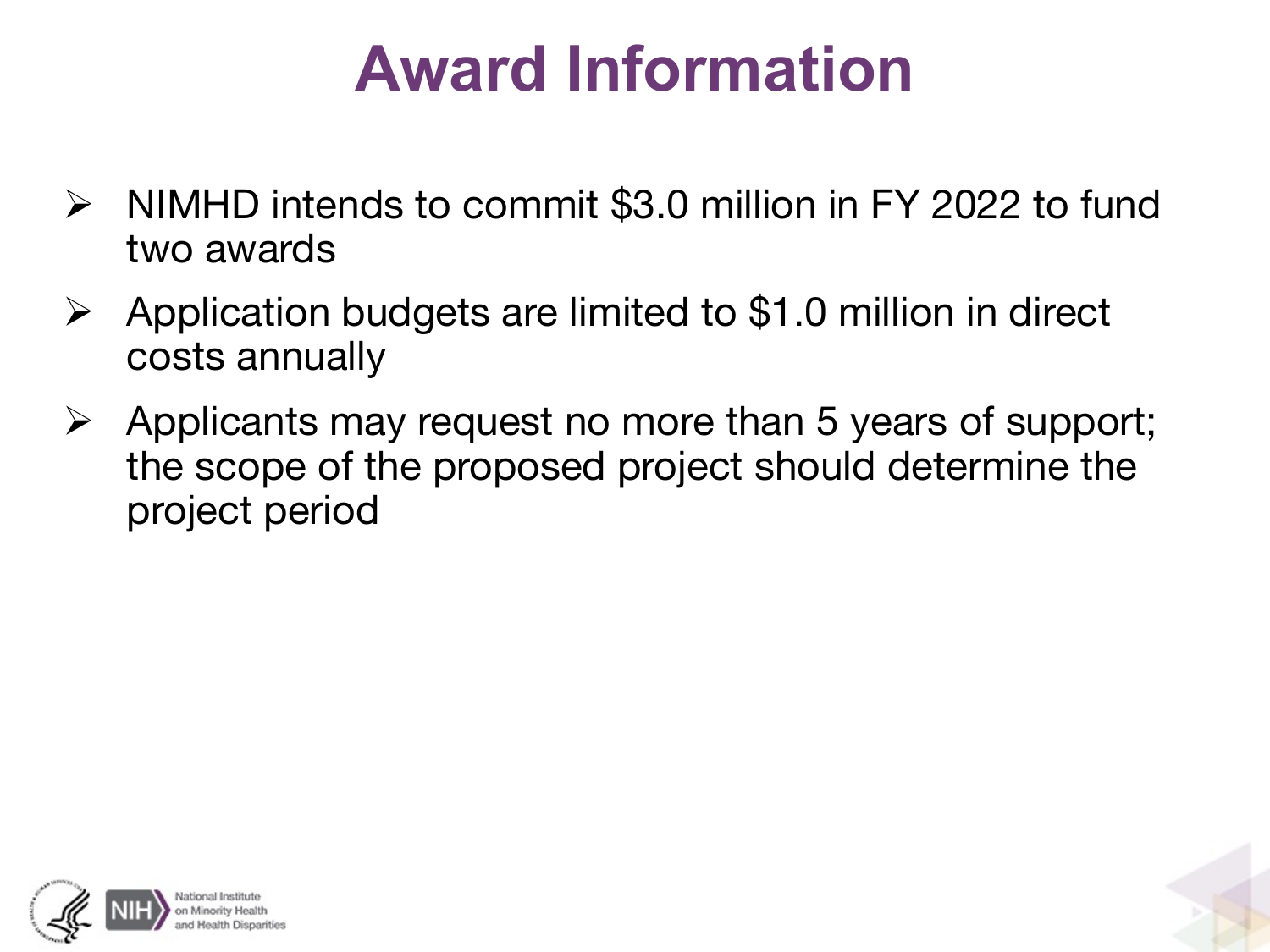# Award Information

- NIMHD intends to commit $3.0 million in FY 2022 to fund two awards
- Application budgets are limited to $1.0 million in direct costs annually
- Applicants may request no more than 5 years of support; the scope of the proposed project should determine the project period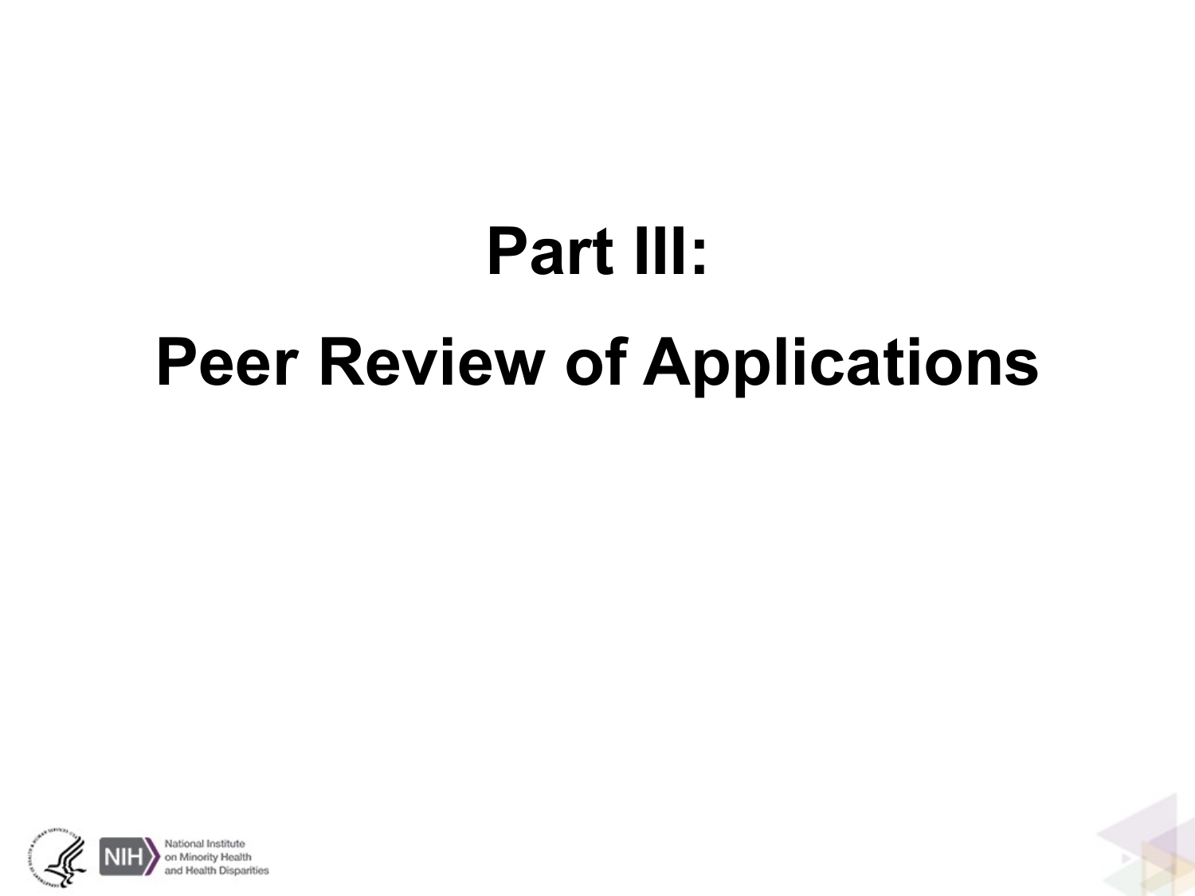# Part III:

# Peer Review of Applications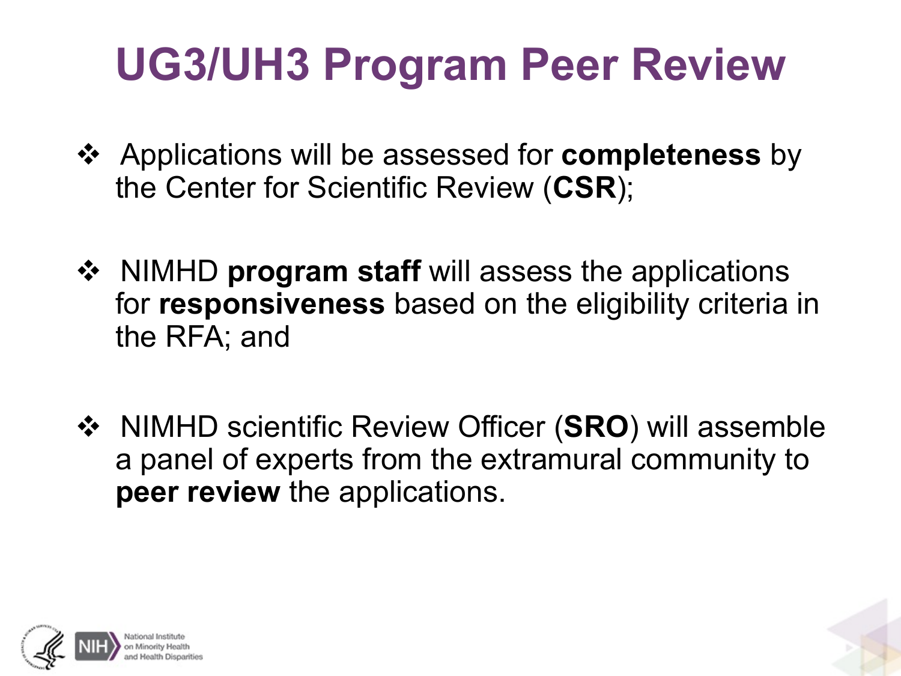# UG3/UH3 Program Peer Review

- Applications will be assessed for **completeness** by the Center for Scientific Review (**CSR**);
- NIMHD **program staff** will assess the applications for **responsiveness** based on the eligibility criteria in the RFA; and
- NIMHD scientific Review Officer (**SRO**) will assemble a panel of experts from the extramural community to **peer review** the applications.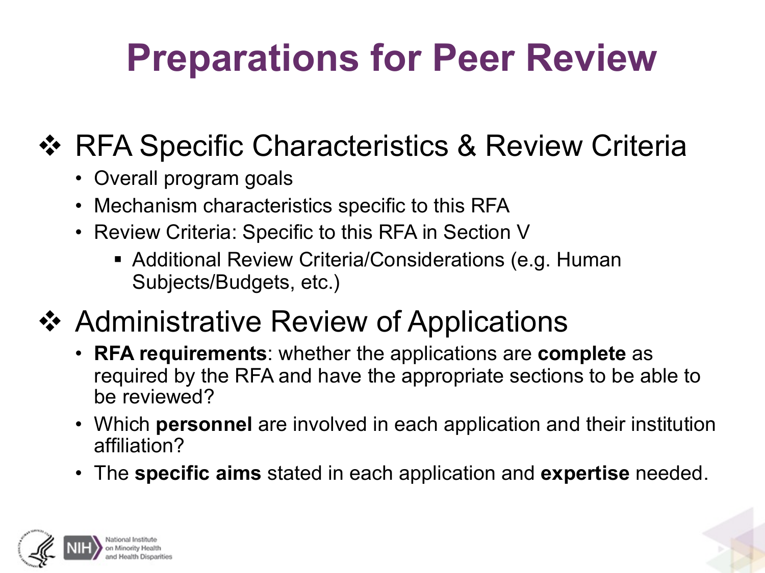# Preparations for Peer Review

## ❖ RFA Specific Characteristics & Review Criteria

- Overall program goals
- Mechanism characteristics specific to this RFA
- Review Criteria: Specific to this RFA in Section V
  - Additional Review Criteria/Considerations (e.g. Human Subjects/Budgets, etc.)

## ❖ Administrative Review of Applications

- **RFA requirements**: whether the applications are **complete** as required by the RFA and have the appropriate sections to be able to be reviewed?
- Which **personnel** are involved in each application and their institution affiliation?
- The **specific aims** stated in each application and **expertise** needed.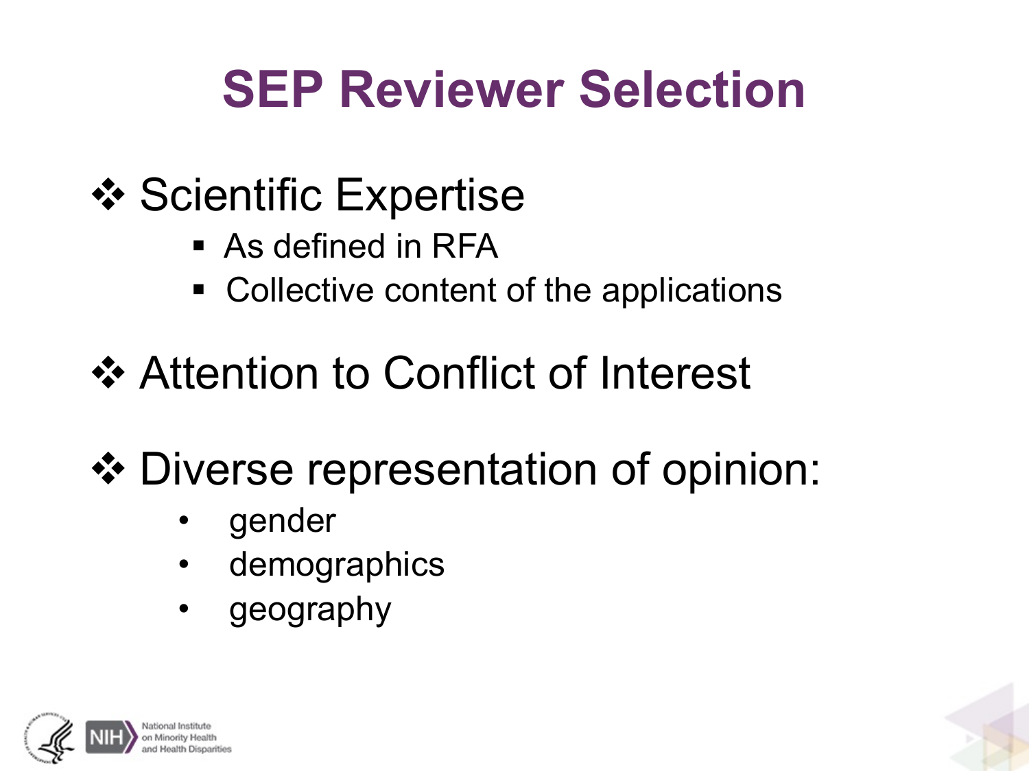# SEP Reviewer Selection

- Scientific Expertise
  - As defined in RFA
  - Collective content of the applications

- Attention to Conflict of Interest

- Diverse representation of opinion:
  - gender
  - demographics
  - geography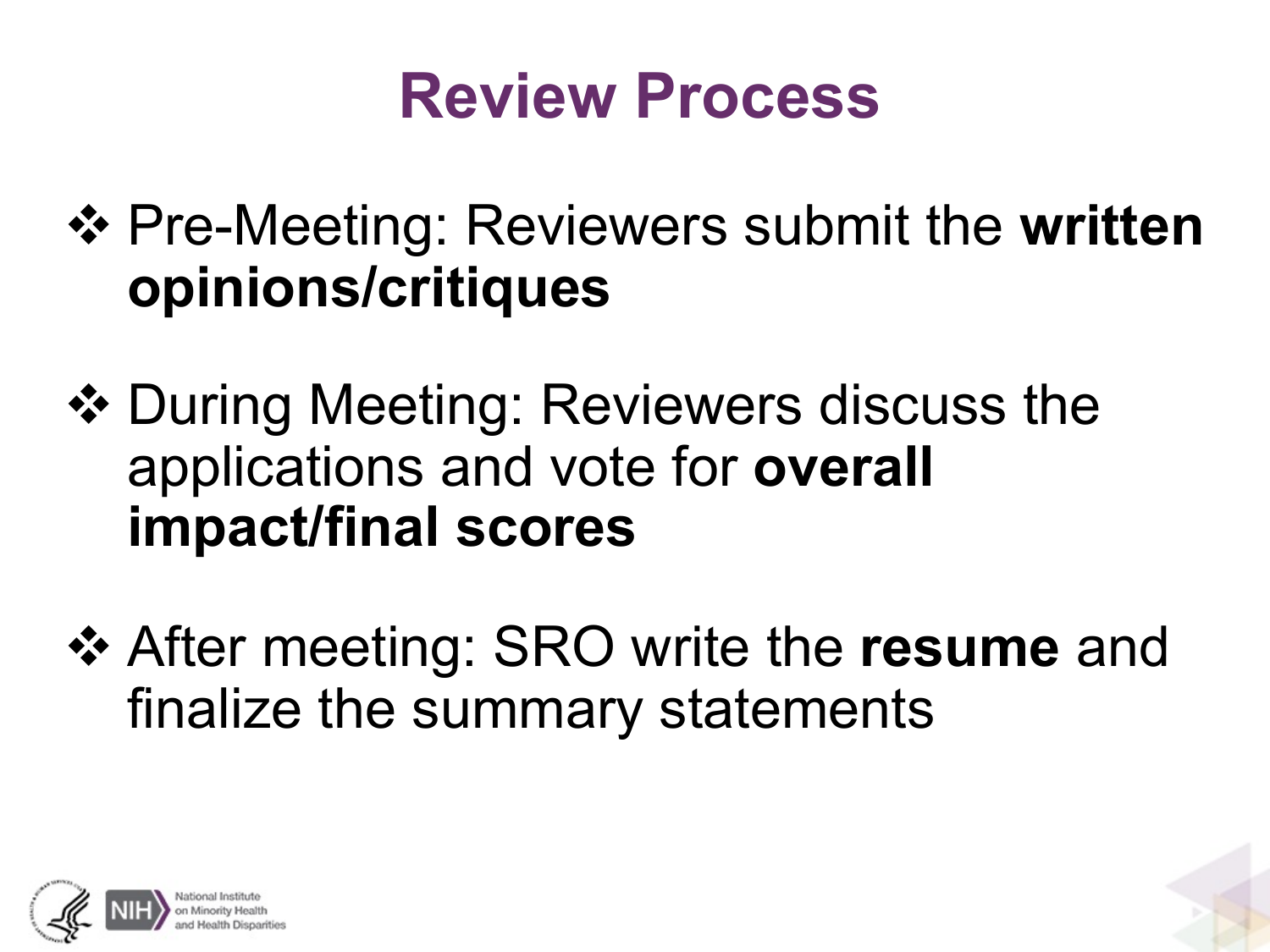# Review Process

- Pre-Meeting: Reviewers submit the **written opinions/critiques**
- During Meeting: Reviewers discuss the applications and vote for **overall impact/final scores**
- After meeting: SRO write the **resume** and finalize the summary statements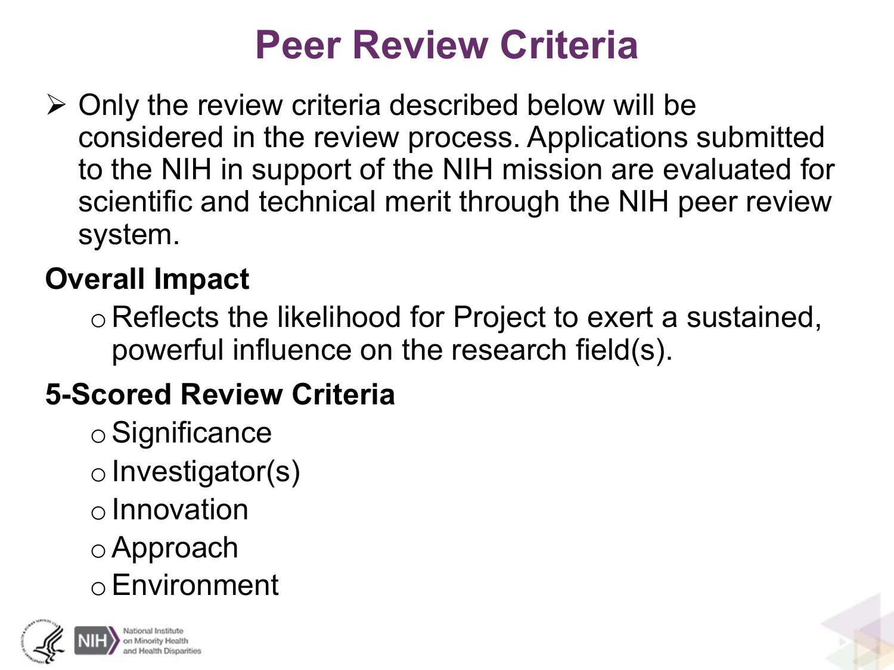# Peer Review Criteria

- Only the review criteria described below will be considered in the review process. Applications submitted to the NIH in support of the NIH mission are evaluated for scientific and technical merit through the NIH peer review system.

**Overall Impact**

- Reflects the likelihood for Project to exert a sustained, powerful influence on the research field(s).

**5-Scored Review Criteria**

- Significance
- Investigator(s)
- Innovation
- Approach
- Environment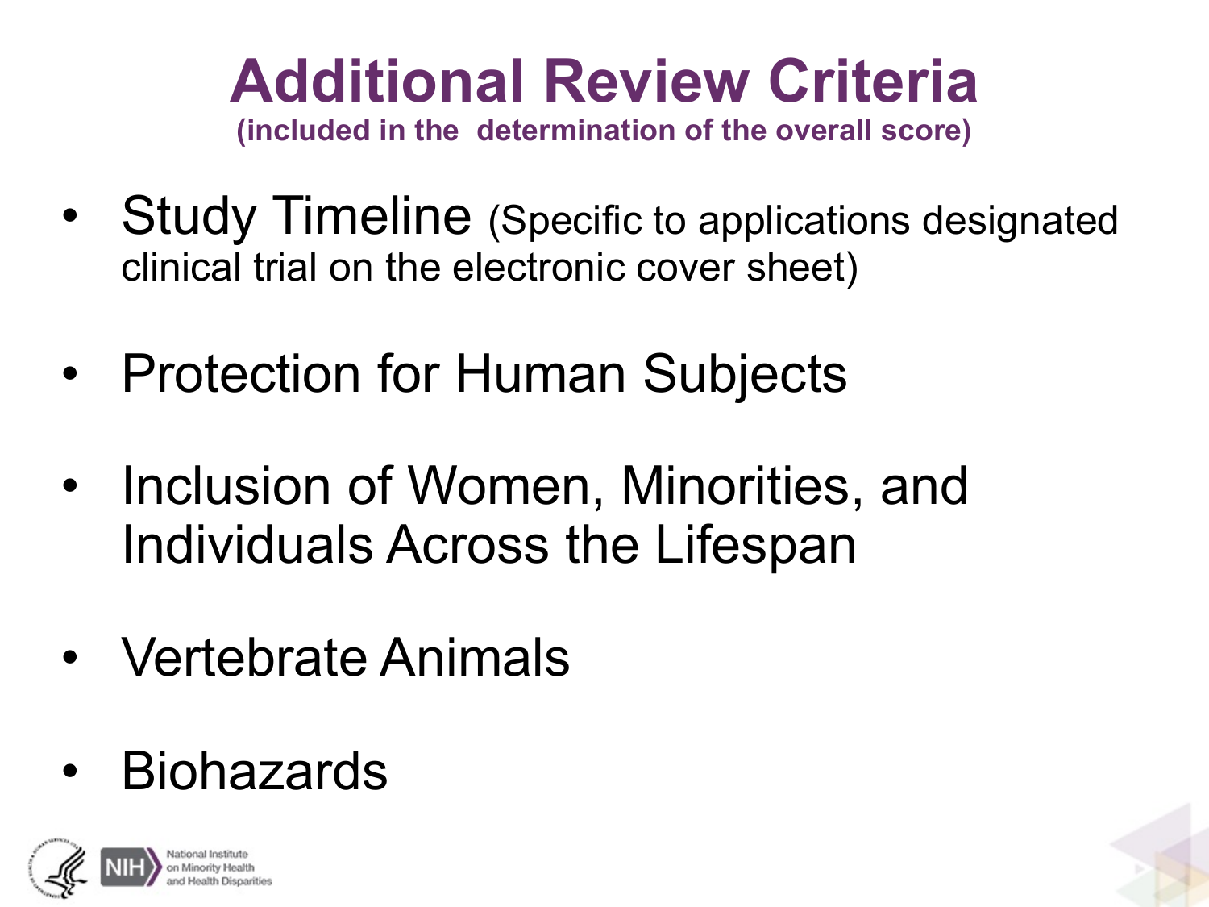# Additional Review Criteria

**(included in the determination of the overall score)**

- Study Timeline (Specific to applications designated clinical trial on the electronic cover sheet)
- Protection for Human Subjects
- Inclusion of Women, Minorities, and Individuals Across the Lifespan
- Vertebrate Animals
- Biohazards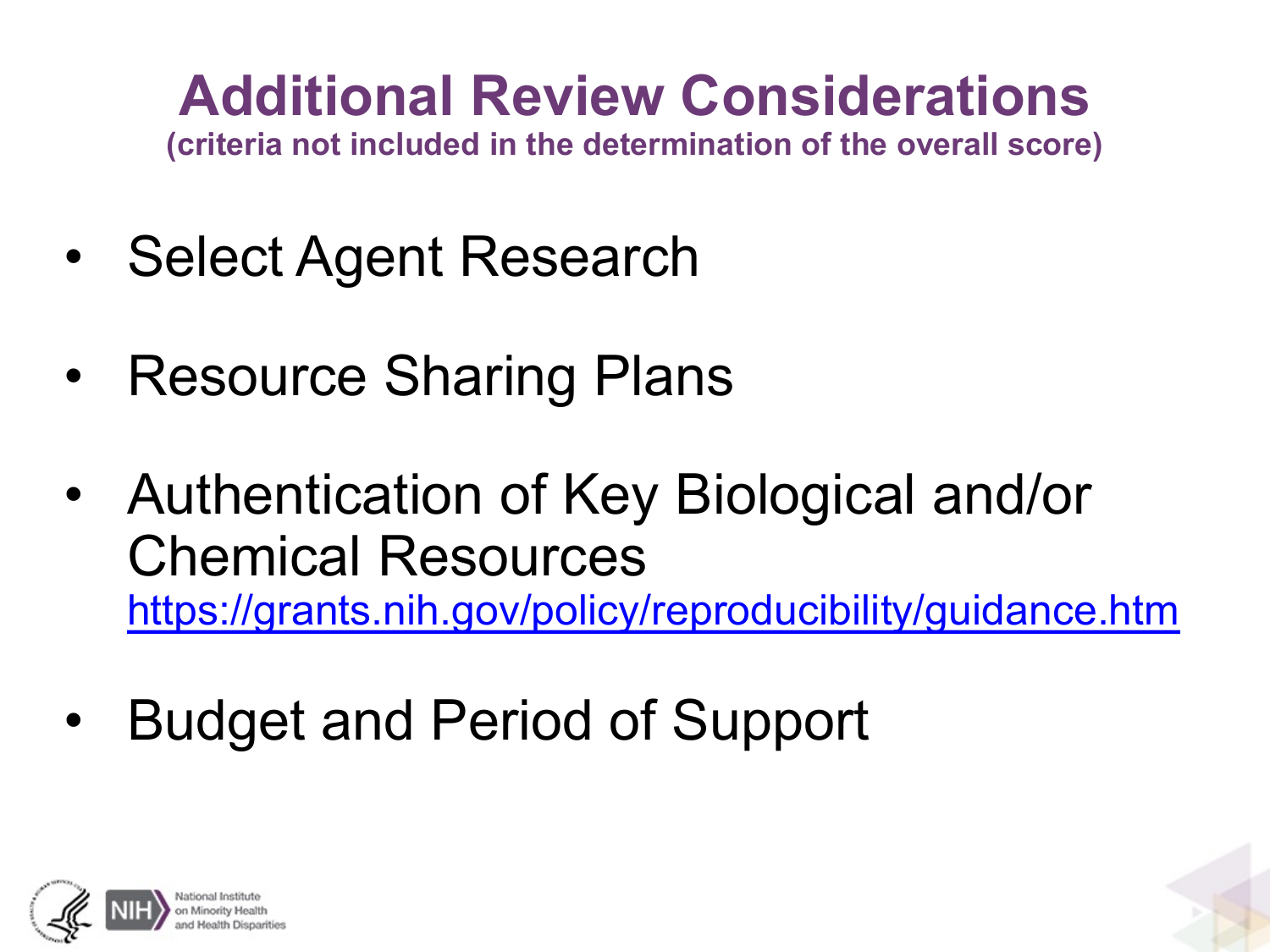# Additional Review Considerations

**(criteria not included in the determination of the overall score)**

- Select Agent Research
- Resource Sharing Plans
- Authentication of Key Biological and/or Chemical Resources
  https://grants.nih.gov/policy/reproducibility/guidance.htm
- Budget and Period of Support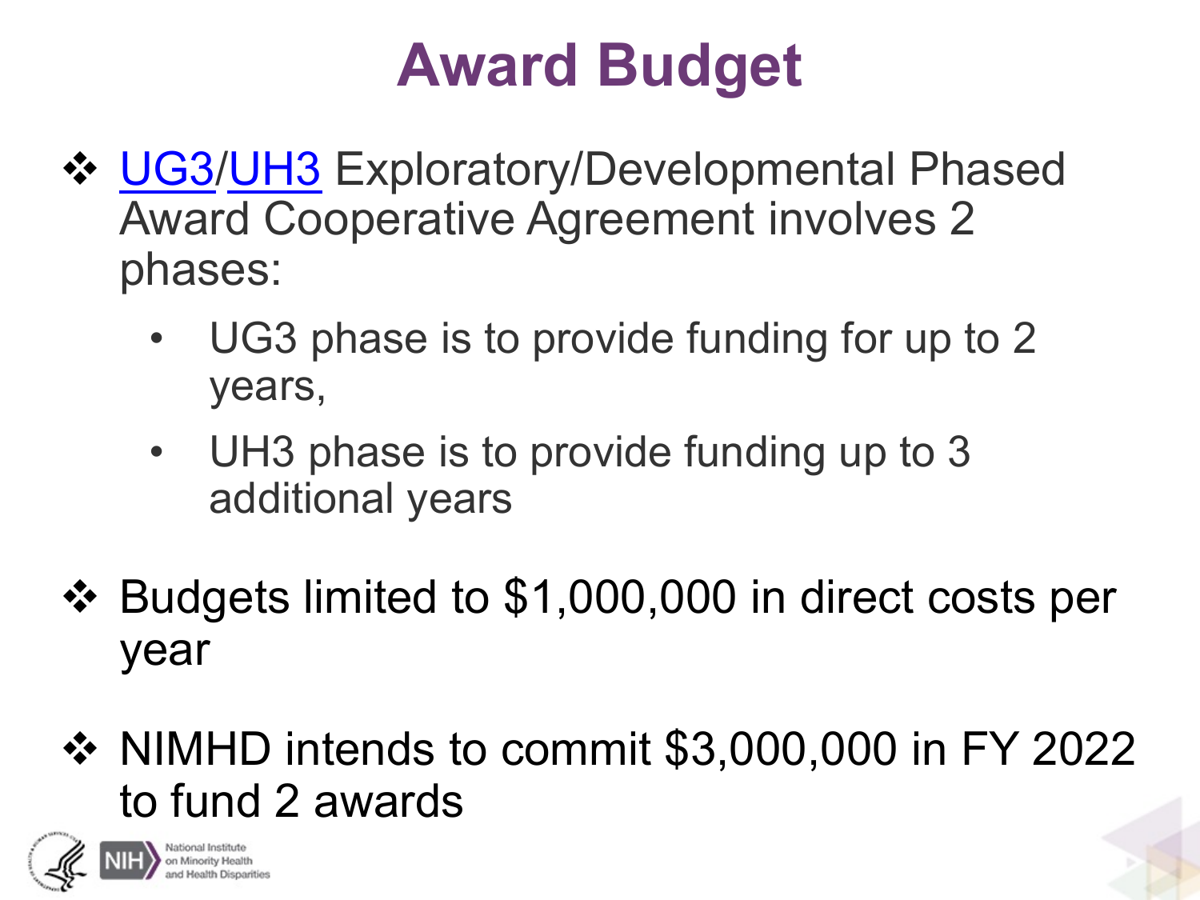# Award Budget

- UG3/UH3 Exploratory/Developmental Phased Award Cooperative Agreement involves 2 phases:
  - UG3 phase is to provide funding for up to 2 years,
  - UH3 phase is to provide funding up to 3 additional years
- Budgets limited to $1,000,000 in direct costs per year
- NIMHD intends to commit $3,000,000 in FY 2022 to fund 2 awards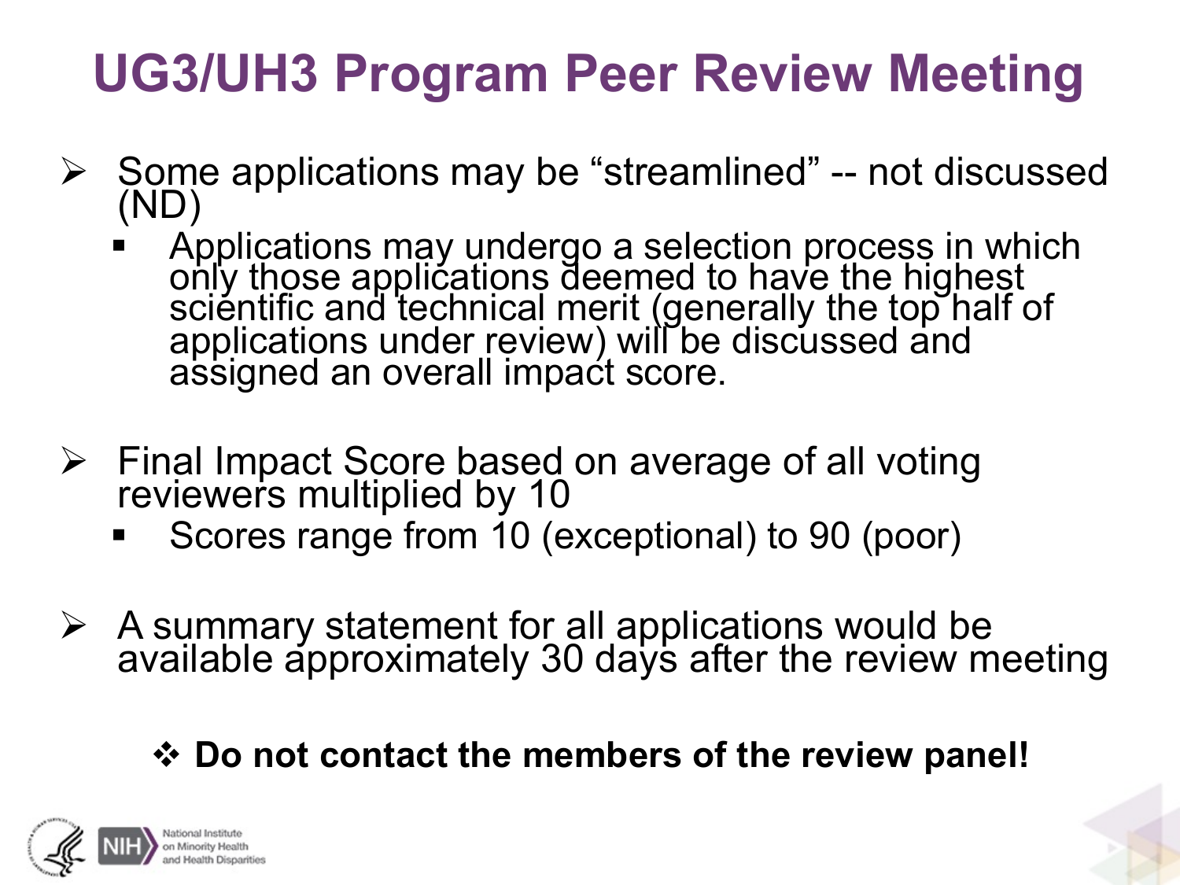# UG3/UH3 Program Peer Review Meeting

- Some applications may be "streamlined" -- not discussed (ND)
  - Applications may undergo a selection process in which only those applications deemed to have the highest scientific and technical merit (generally the top half of applications under review) will be discussed and assigned an overall impact score.

- Final Impact Score based on average of all voting reviewers multiplied by 10
  - Scores range from 10 (exceptional) to 90 (poor)

- A summary statement for all applications would be available approximately 30 days after the review meeting

❖ **Do not contact the members of the review panel!**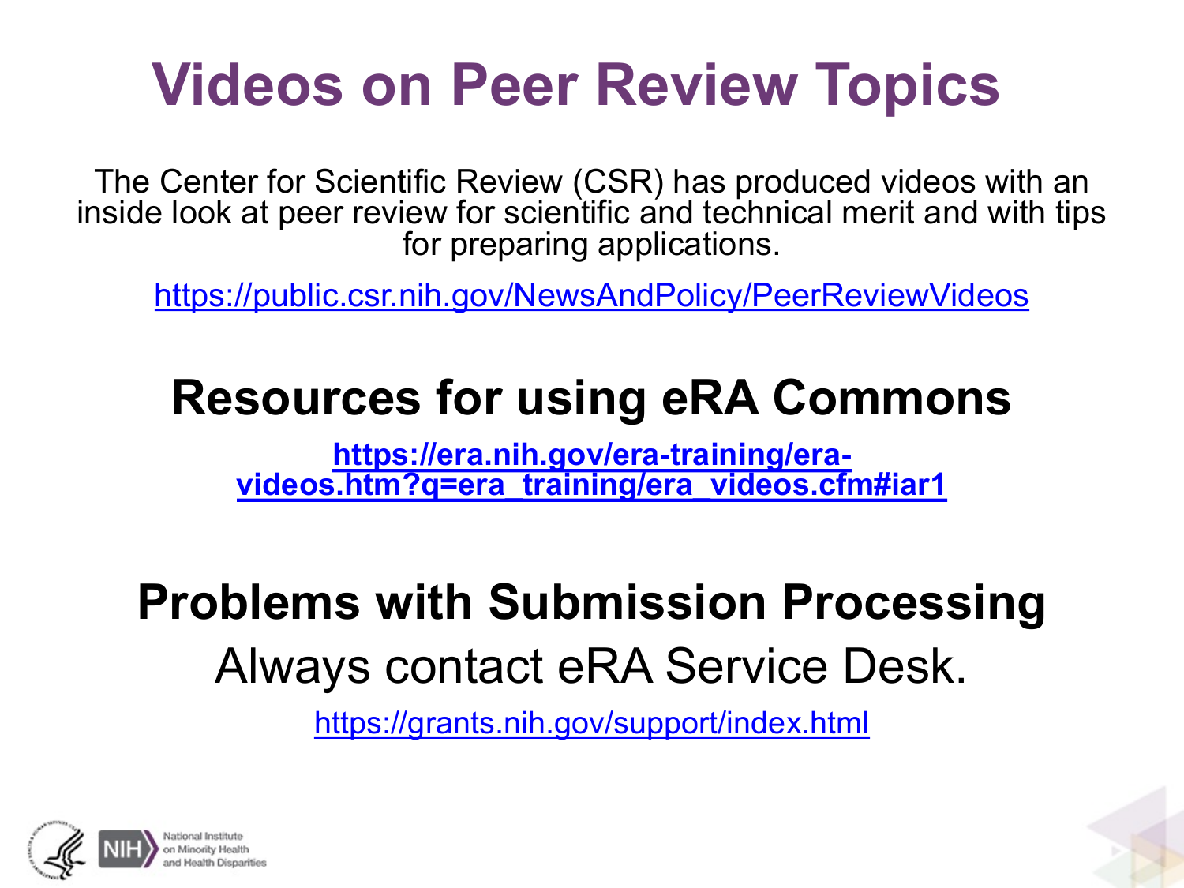# Videos on Peer Review Topics

The Center for Scientific Review (CSR) has produced videos with an inside look at peer review for scientific and technical merit and with tips for preparing applications.

https://public.csr.nih.gov/NewsAndPolicy/PeerReviewVideos

## Resources for using eRA Commons

**https://era.nih.gov/era-training/era-videos.htm?q=era_training/era_videos.cfm#iar1**

## Problems with Submission Processing

Always contact eRA Service Desk.

https://grants.nih.gov/support/index.html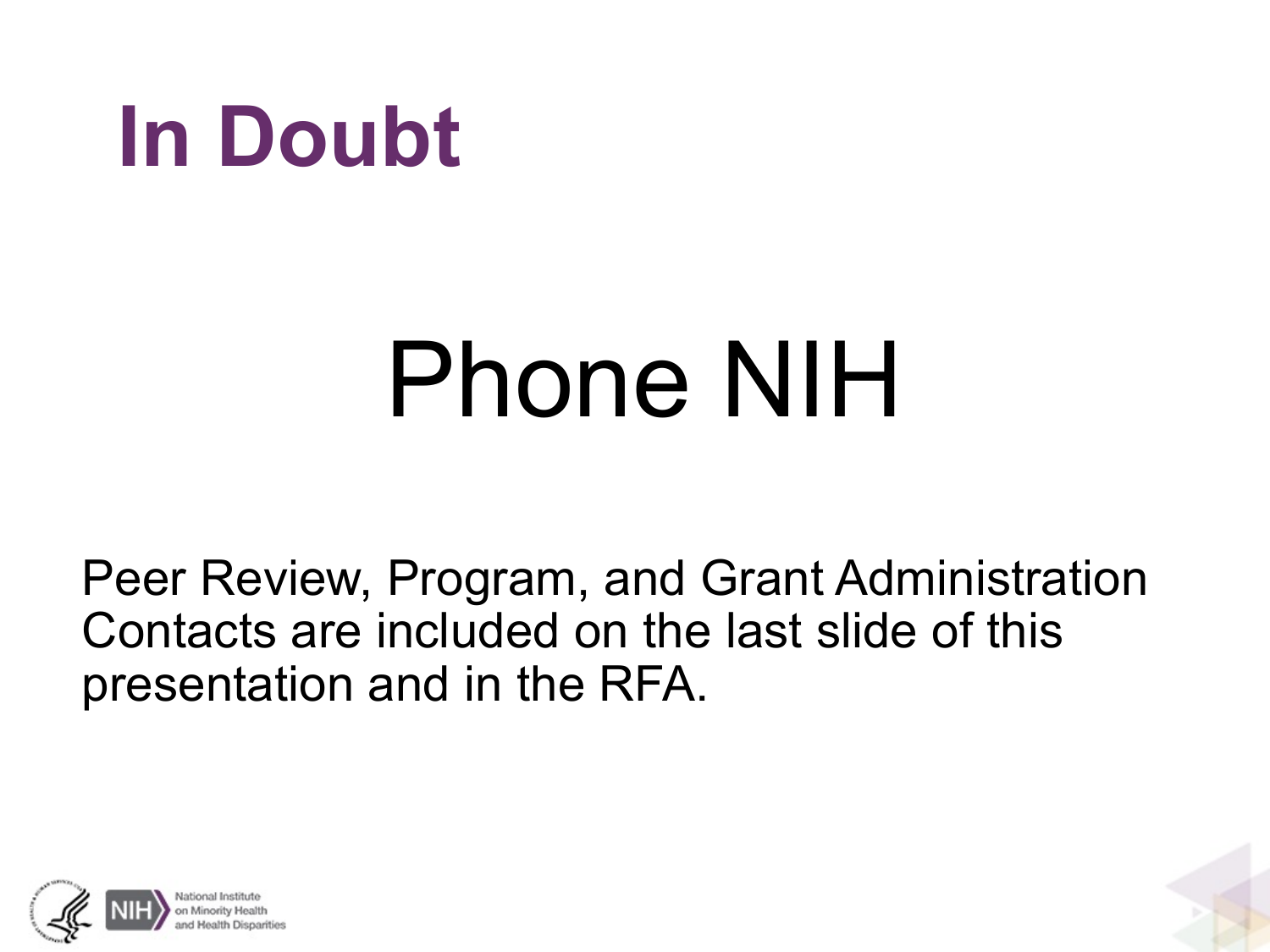# In Doubt

Phone NIH

Peer Review, Program, and Grant Administration Contacts are included on the last slide of this presentation and in the RFA.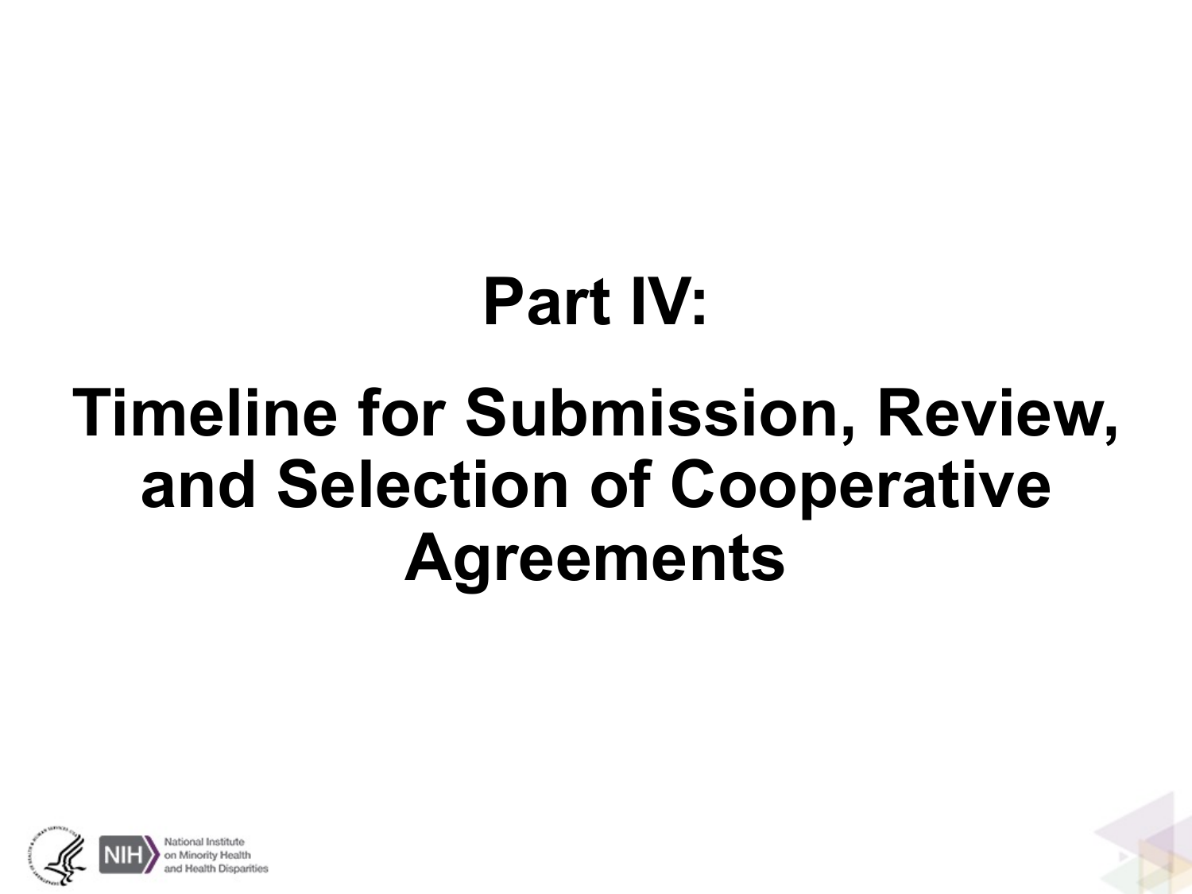# Part IV:

# Timeline for Submission, Review, and Selection of Cooperative Agreements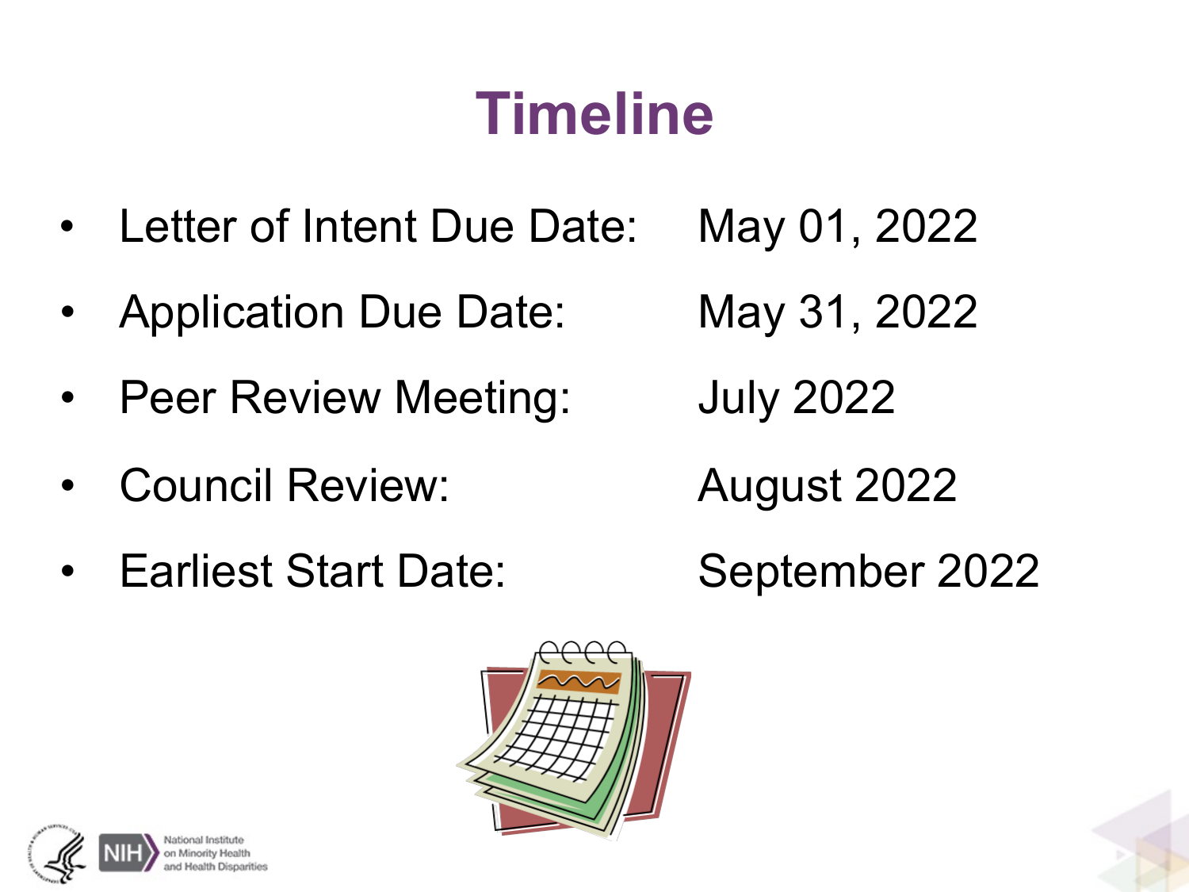# Timeline

- Letter of Intent Due Date: May 01, 2022
- Application Due Date: May 31, 2022
- Peer Review Meeting: July 2022
- Council Review: August 2022
- Earliest Start Date: September 2022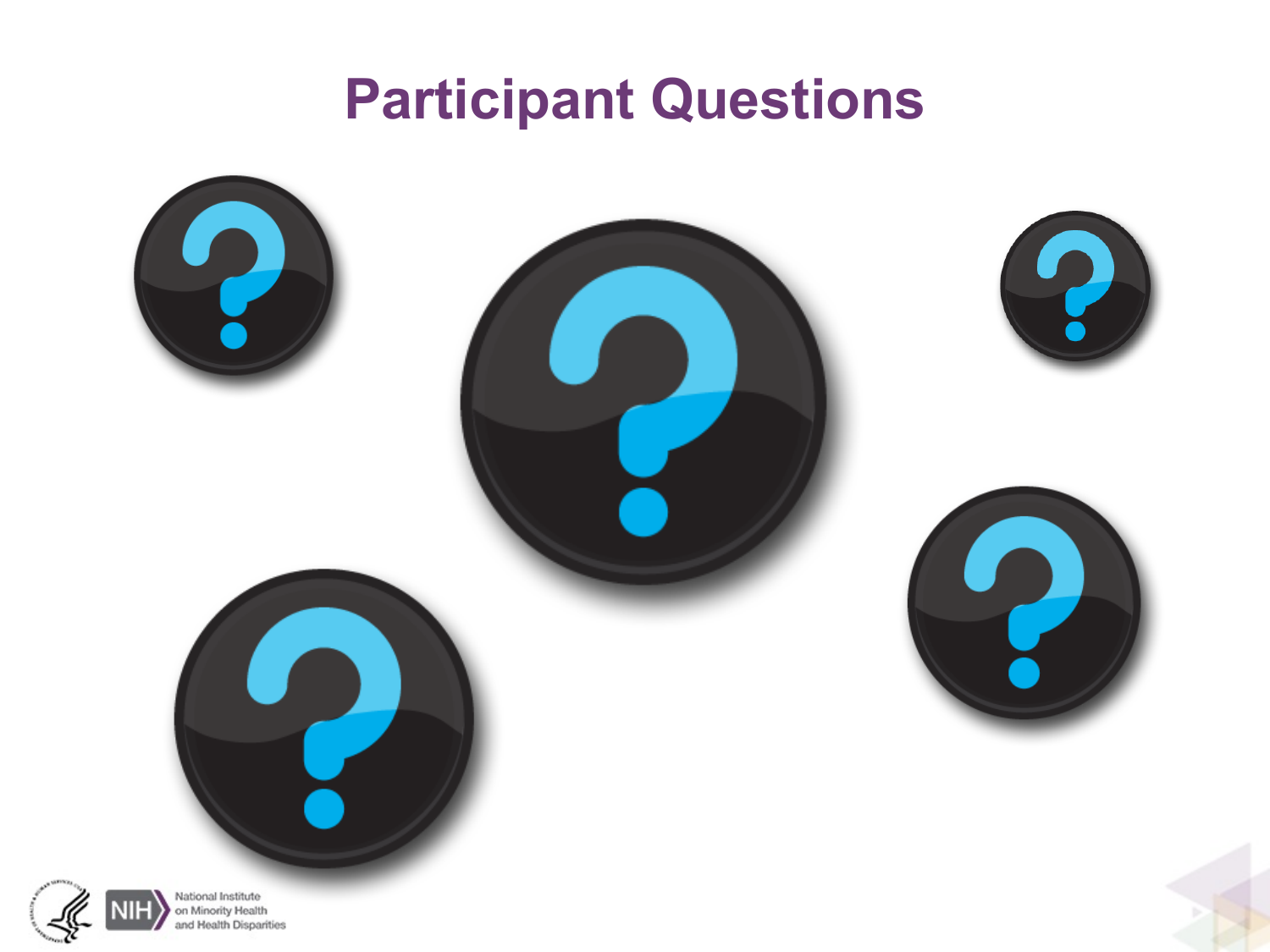# Participant Questions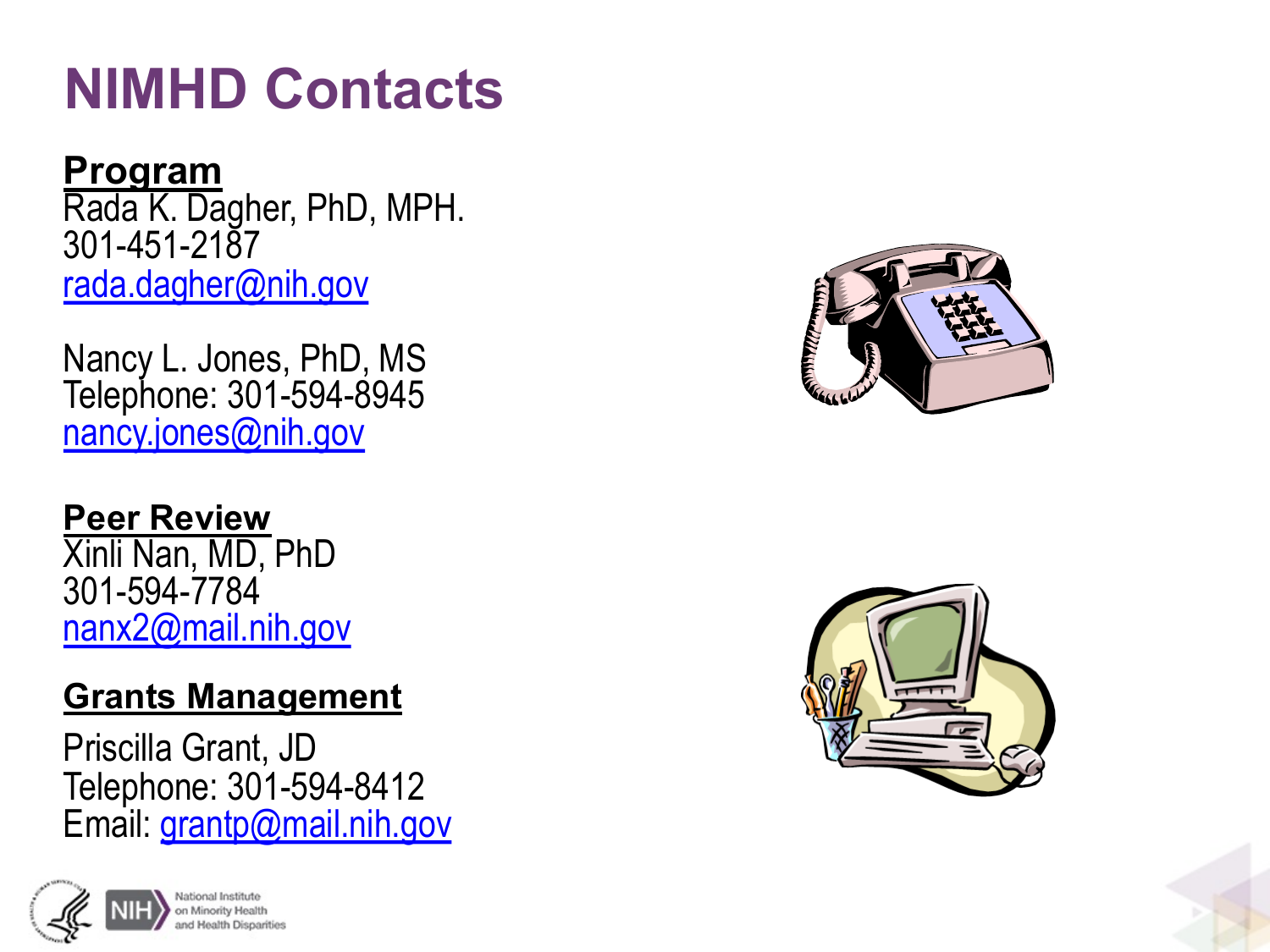# NIMHD Contacts

**Program**

Rada K. Dagher, PhD, MPH.
301-451-2187
rada.dagher@nih.gov

Nancy L. Jones, PhD, MS
Telephone: 301-594-8945
nancy.jones@nih.gov

**Peer Review**

Xinli Nan, MD, PhD
301-594-7784
nanx2@mail.nih.gov

**Grants Management**

Priscilla Grant, JD
Telephone: 301-594-8412
Email: grantp@mail.nih.gov